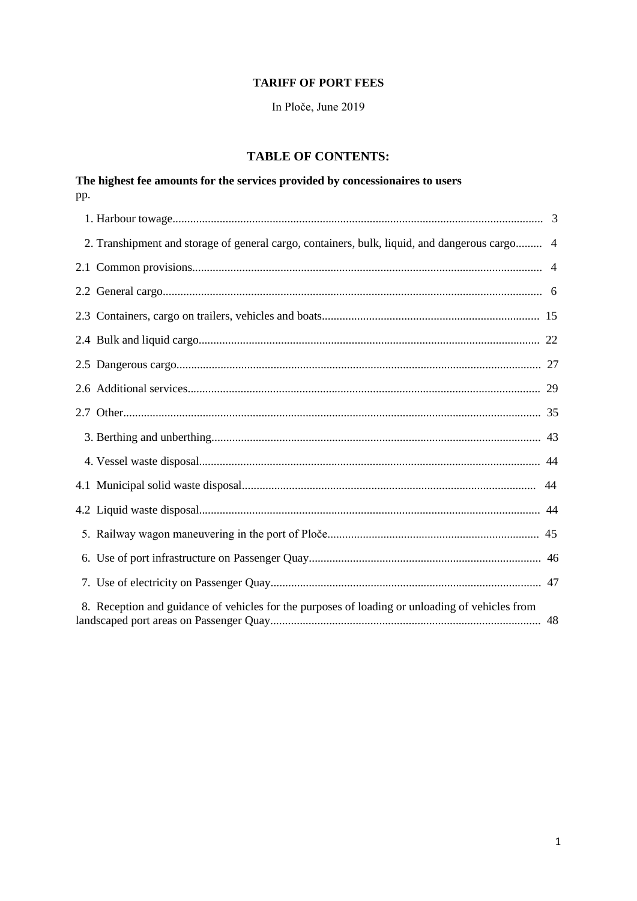**TARIFF OF PORT FEES**

In Ploče, June 2019

## TABLE OF CONTENTS:

**The highest fee amounts for the services provided by concessionaires to users**
pp.

1. Harbour towage.......... 3
2. Transhipment and storage of general cargo, containers, bulk, liquid, and dangerous cargo.......... 4

2.1 Common provisions.......... 4

2.2 General cargo.......... 6

2.3 Containers, cargo on trailers, vehicles and boats.......... 15

2.4 Bulk and liquid cargo.......... 22

2.5 Dangerous cargo.......... 27

2.6 Additional services.......... 29

2.7 Other.......... 35

3. Berthing and unberthing.......... 43
4. Vessel waste disposal.......... 44

4.1 Municipal solid waste disposal.......... 44

4.2 Liquid waste disposal.......... 44

5. Railway wagon maneuvering in the port of Ploče.......... 45
6. Use of port infrastructure on Passenger Quay.......... 46
7. Use of electricity on Passenger Quay.......... 47
8. Reception and guidance of vehicles for the purposes of loading or unloading of vehicles from landscaped port areas on Passenger Quay.......... 48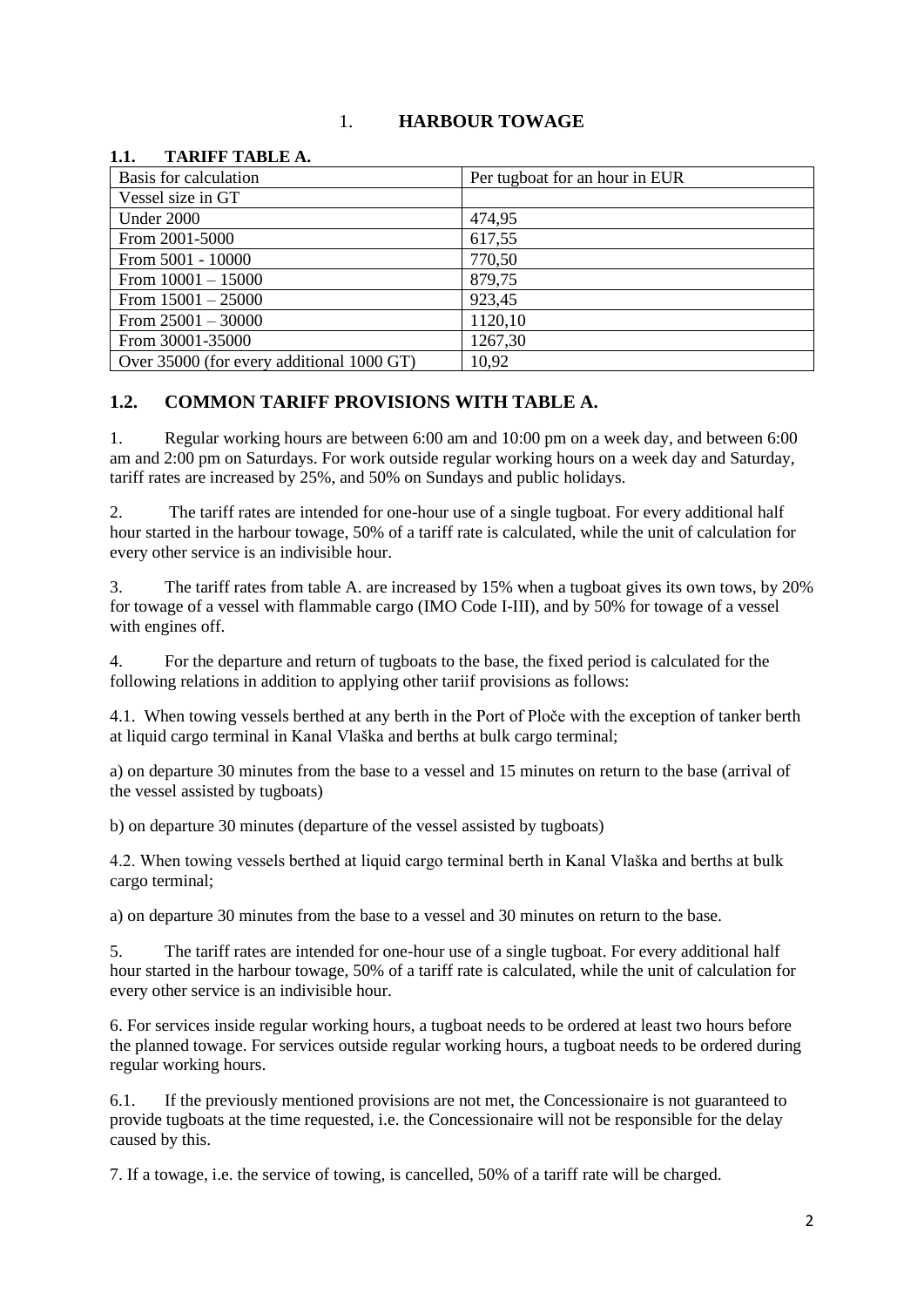# 1. HARBOUR TOWAGE

## 1.1. TARIFF TABLE A.

| Basis for calculation | Per tugboat for an hour in EUR |
|---|---|
| Vessel size in GT | |
| Under 2000 | 474,95 |
| From 2001-5000 | 617,55 |
| From 5001 - 10000 | 770,50 |
| From 10001 – 15000 | 879,75 |
| From 15001 – 25000 | 923,45 |
| From 25001 – 30000 | 1120,10 |
| From 30001-35000 | 1267,30 |
| Over 35000 (for every additional 1000 GT) | 10,92 |

## 1.2. COMMON TARIFF PROVISIONS WITH TABLE A.

1. Regular working hours are between 6:00 am and 10:00 pm on a week day, and between 6:00 am and 2:00 pm on Saturdays. For work outside regular working hours on a week day and Saturday, tariff rates are increased by 25%, and 50% on Sundays and public holidays.

2. The tariff rates are intended for one-hour use of a single tugboat. For every additional half hour started in the harbour towage, 50% of a tariff rate is calculated, while the unit of calculation for every other service is an indivisible hour.

3. The tariff rates from table A. are increased by 15% when a tugboat gives its own tows, by 20% for towage of a vessel with flammable cargo (IMO Code I-III), and by 50% for towage of a vessel with engines off.

4. For the departure and return of tugboats to the base, the fixed period is calculated for the following relations in addition to applying other tariif provisions as follows:

4.1. When towing vessels berthed at any berth in the Port of Ploče with the exception of tanker berth at liquid cargo terminal in Kanal Vlaška and berths at bulk cargo terminal;

a) on departure 30 minutes from the base to a vessel and 15 minutes on return to the base (arrival of the vessel assisted by tugboats)

b) on departure 30 minutes (departure of the vessel assisted by tugboats)

4.2. When towing vessels berthed at liquid cargo terminal berth in Kanal Vlaška and berths at bulk cargo terminal;

a) on departure 30 minutes from the base to a vessel and 30 minutes on return to the base.

5. The tariff rates are intended for one-hour use of a single tugboat. For every additional half hour started in the harbour towage, 50% of a tariff rate is calculated, while the unit of calculation for every other service is an indivisible hour.

6. For services inside regular working hours, a tugboat needs to be ordered at least two hours before the planned towage. For services outside regular working hours, a tugboat needs to be ordered during regular working hours.

6.1. If the previously mentioned provisions are not met, the Concessionaire is not guaranteed to provide tugboats at the time requested, i.e. the Concessionaire will not be responsible for the delay caused by this.

7. If a towage, i.e. the service of towing, is cancelled, 50% of a tariff rate will be charged.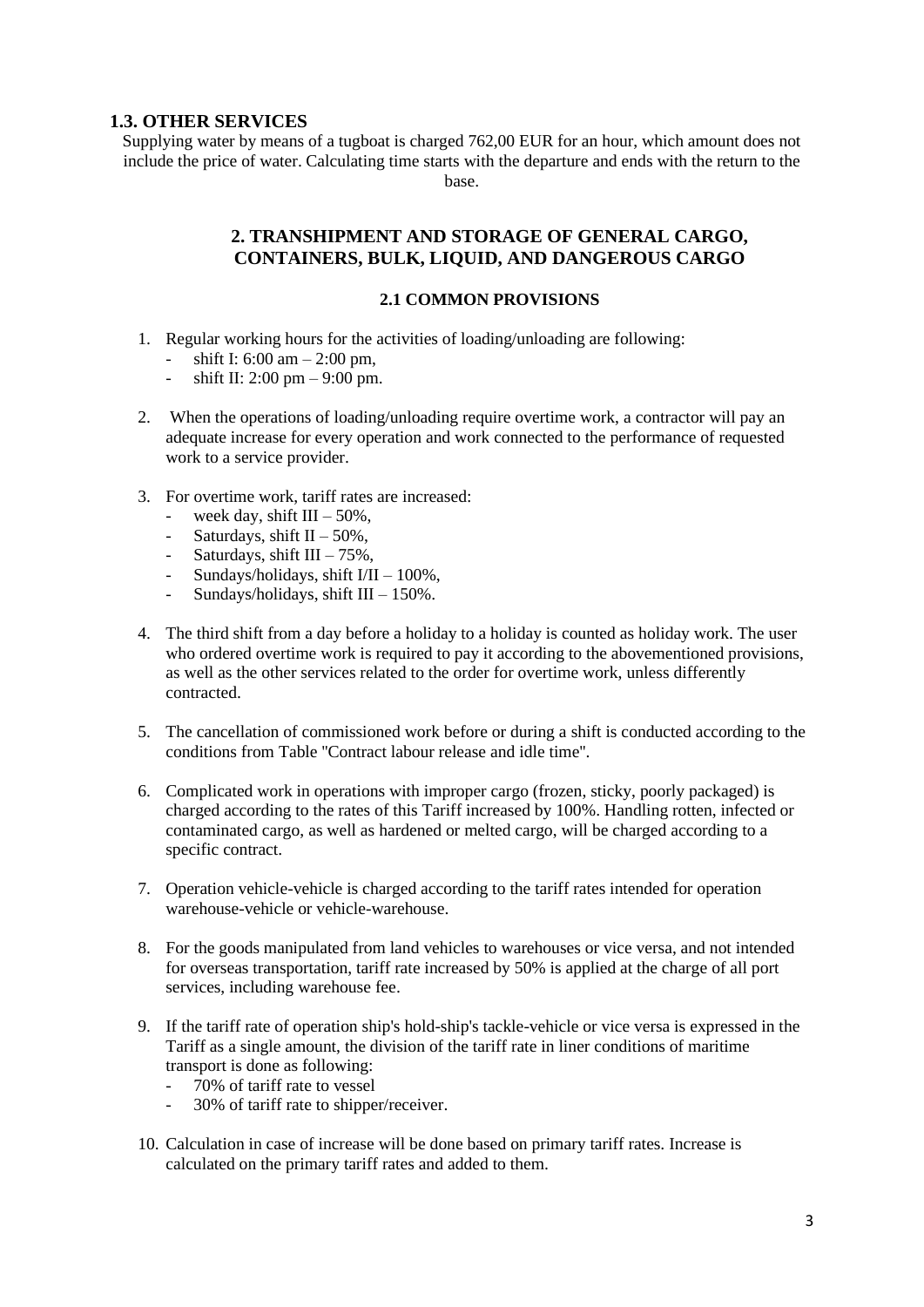### 1.3. OTHER SERVICES

Supplying water by means of a tugboat is charged 762,00 EUR for an hour, which amount does not include the price of water. Calculating time starts with the departure and ends with the return to the base.

## 2. TRANSHIPMENT AND STORAGE OF GENERAL CARGO, CONTAINERS, BULK, LIQUID, AND DANGEROUS CARGO

### 2.1 COMMON PROVISIONS

1. Regular working hours for the activities of loading/unloading are following:
   - shift I: 6:00 am – 2:00 pm,
   - shift II: 2:00 pm – 9:00 pm.

2. When the operations of loading/unloading require overtime work, a contractor will pay an adequate increase for every operation and work connected to the performance of requested work to a service provider.

3. For overtime work, tariff rates are increased:
   - week day, shift III – 50%,
   - Saturdays, shift II – 50%,
   - Saturdays, shift III – 75%,
   - Sundays/holidays, shift I/II – 100%,
   - Sundays/holidays, shift III – 150%.

4. The third shift from a day before a holiday to a holiday is counted as holiday work. The user who ordered overtime work is required to pay it according to the abovementioned provisions, as well as the other services related to the order for overtime work, unless differently contracted.

5. The cancellation of commissioned work before or during a shift is conducted according to the conditions from Table "Contract labour release and idle time".

6. Complicated work in operations with improper cargo (frozen, sticky, poorly packaged) is charged according to the rates of this Tariff increased by 100%. Handling rotten, infected or contaminated cargo, as well as hardened or melted cargo, will be charged according to a specific contract.

7. Operation vehicle-vehicle is charged according to the tariff rates intended for operation warehouse-vehicle or vehicle-warehouse.

8. For the goods manipulated from land vehicles to warehouses or vice versa, and not intended for overseas transportation, tariff rate increased by 50% is applied at the charge of all port services, including warehouse fee.

9. If the tariff rate of operation ship's hold-ship's tackle-vehicle or vice versa is expressed in the Tariff as a single amount, the division of the tariff rate in liner conditions of maritime transport is done as following:
   - 70% of tariff rate to vessel
   - 30% of tariff rate to shipper/receiver.

10. Calculation in case of increase will be done based on primary tariff rates. Increase is calculated on the primary tariff rates and added to them.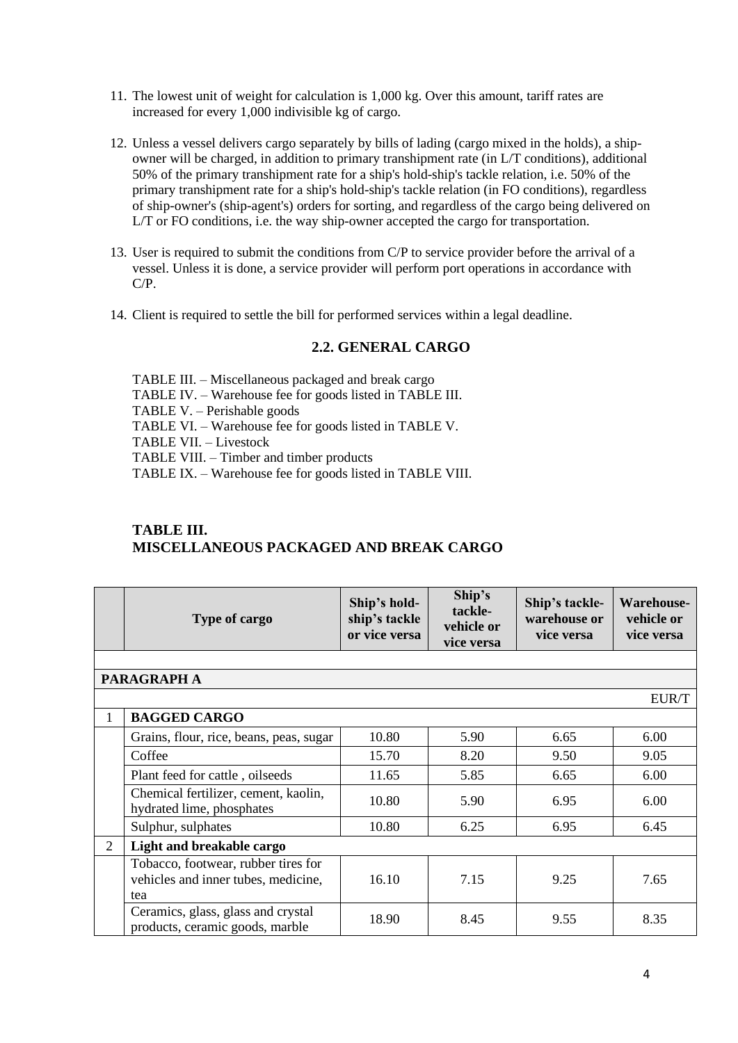11. The lowest unit of weight for calculation is 1,000 kg. Over this amount, tariff rates are increased for every 1,000 indivisible kg of cargo.

12. Unless a vessel delivers cargo separately by bills of lading (cargo mixed in the holds), a ship-owner will be charged, in addition to primary transhipment rate (in L/T conditions), additional 50% of the primary transhipment rate for a ship's hold-ship's tackle relation, i.e. 50% of the primary transhipment rate for a ship's hold-ship's tackle relation (in FO conditions), regardless of ship-owner's (ship-agent's) orders for sorting, and regardless of the cargo being delivered on L/T or FO conditions, i.e. the way ship-owner accepted the cargo for transportation.

13. User is required to submit the conditions from C/P to service provider before the arrival of a vessel. Unless it is done, a service provider will perform port operations in accordance with C/P.

14. Client is required to settle the bill for performed services within a legal deadline.

## 2.2. GENERAL CARGO

TABLE III. – Miscellaneous packaged and break cargo
TABLE IV. – Warehouse fee for goods listed in TABLE III.
TABLE V. – Perishable goods
TABLE VI. – Warehouse fee for goods listed in TABLE V.
TABLE VII. – Livestock
TABLE VIII. – Timber and timber products
TABLE IX. – Warehouse fee for goods listed in TABLE VIII.

### TABLE III.
### MISCELLANEOUS PACKAGED AND BREAK CARGO

| | Type of cargo | Ship's hold-ship's tackle or vice versa | Ship's tackle-vehicle or vice versa | Ship's tackle-warehouse or vice versa | Warehouse-vehicle or vice versa |
|---|---|---|---|---|---|
| | | | | | |
| **PARAGRAPH A** | | | | | |
| | | | | | EUR/T |
| 1 | **BAGGED CARGO** | | | | |
| | Grains, flour, rice, beans, peas, sugar | 10.80 | 5.90 | 6.65 | 6.00 |
| | Coffee | 15.70 | 8.20 | 9.50 | 9.05 |
| | Plant feed for cattle , oilseeds | 11.65 | 5.85 | 6.65 | 6.00 |
| | Chemical fertilizer, cement, kaolin, hydrated lime, phosphates | 10.80 | 5.90 | 6.95 | 6.00 |
| | Sulphur, sulphates | 10.80 | 6.25 | 6.95 | 6.45 |
| 2 | **Light and breakable cargo** | | | | |
| | Tobacco, footwear, rubber tires for vehicles and inner tubes, medicine, tea | 16.10 | 7.15 | 9.25 | 7.65 |
| | Ceramics, glass, glass and crystal products, ceramic goods, marble | 18.90 | 8.45 | 9.55 | 8.35 |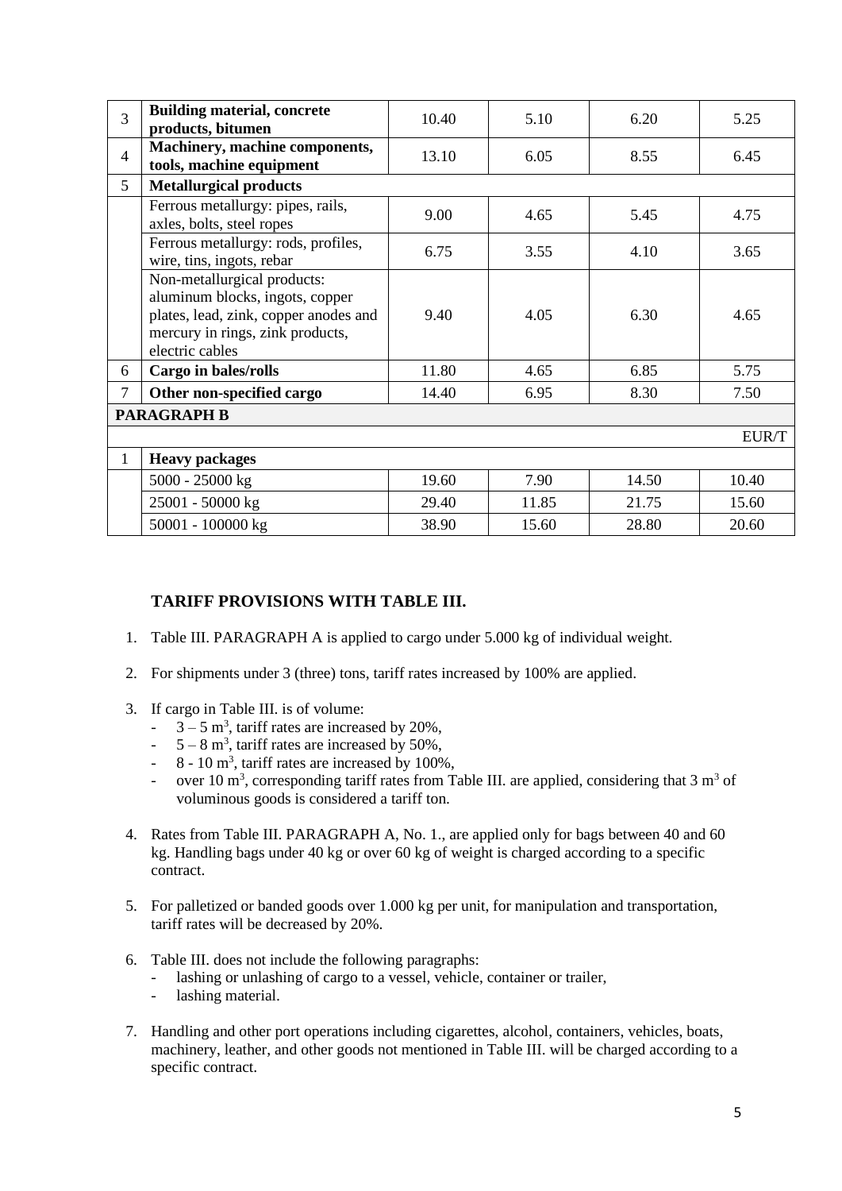| | | | | | |
|---|---|---|---|---|---|
| 3 | **Building material, concrete products, bitumen** | 10.40 | 5.10 | 6.20 | 5.25 |
| 4 | **Machinery, machine components, tools, machine equipment** | 13.10 | 6.05 | 8.55 | 6.45 |
| 5 | **Metallurgical products** | | | | |
| | Ferrous metallurgy: pipes, rails, axles, bolts, steel ropes | 9.00 | 4.65 | 5.45 | 4.75 |
| | Ferrous metallurgy: rods, profiles, wire, tins, ingots, rebar | 6.75 | 3.55 | 4.10 | 3.65 |
| | Non-metallurgical products: aluminum blocks, ingots, copper plates, lead, zink, copper anodes and mercury in rings, zink products, electric cables | 9.40 | 4.05 | 6.30 | 4.65 |
| 6 | **Cargo in bales/rolls** | 11.80 | 4.65 | 6.85 | 5.75 |
| 7 | **Other non-specified cargo** | 14.40 | 6.95 | 8.30 | 7.50 |
| **PARAGRAPH B** | | | | | |
| | | | | | EUR/T |
| 1 | **Heavy packages** | | | | |
| | 5000 - 25000 kg | 19.60 | 7.90 | 14.50 | 10.40 |
| | 25001 - 50000 kg | 29.40 | 11.85 | 21.75 | 15.60 |
| | 50001 - 100000 kg | 38.90 | 15.60 | 28.80 | 20.60 |

## TARIFF PROVISIONS WITH TABLE III.

1. Table III. PARAGRAPH A is applied to cargo under 5.000 kg of individual weight.

2. For shipments under 3 (three) tons, tariff rates increased by 100% are applied.

3. If cargo in Table III. is of volume:
   - 3 – 5 $m^3$, tariff rates are increased by 20%,
   - 5 – 8 $m^3$, tariff rates are increased by 50%,
   - 8 - 10 $m^3$, tariff rates are increased by 100%,
   - over 10 $m^3$, corresponding tariff rates from Table III. are applied, considering that 3 $m^3$ of voluminous goods is considered a tariff ton.

4. Rates from Table III. PARAGRAPH A, No. 1., are applied only for bags between 40 and 60 kg. Handling bags under 40 kg or over 60 kg of weight is charged according to a specific contract.

5. For palletized or banded goods over 1.000 kg per unit, for manipulation and transportation, tariff rates will be decreased by 20%.

6. Table III. does not include the following paragraphs:
   - lashing or unlashing of cargo to a vessel, vehicle, container or trailer,
   - lashing material.

7. Handling and other port operations including cigarettes, alcohol, containers, vehicles, boats, machinery, leather, and other goods not mentioned in Table III. will be charged according to a specific contract.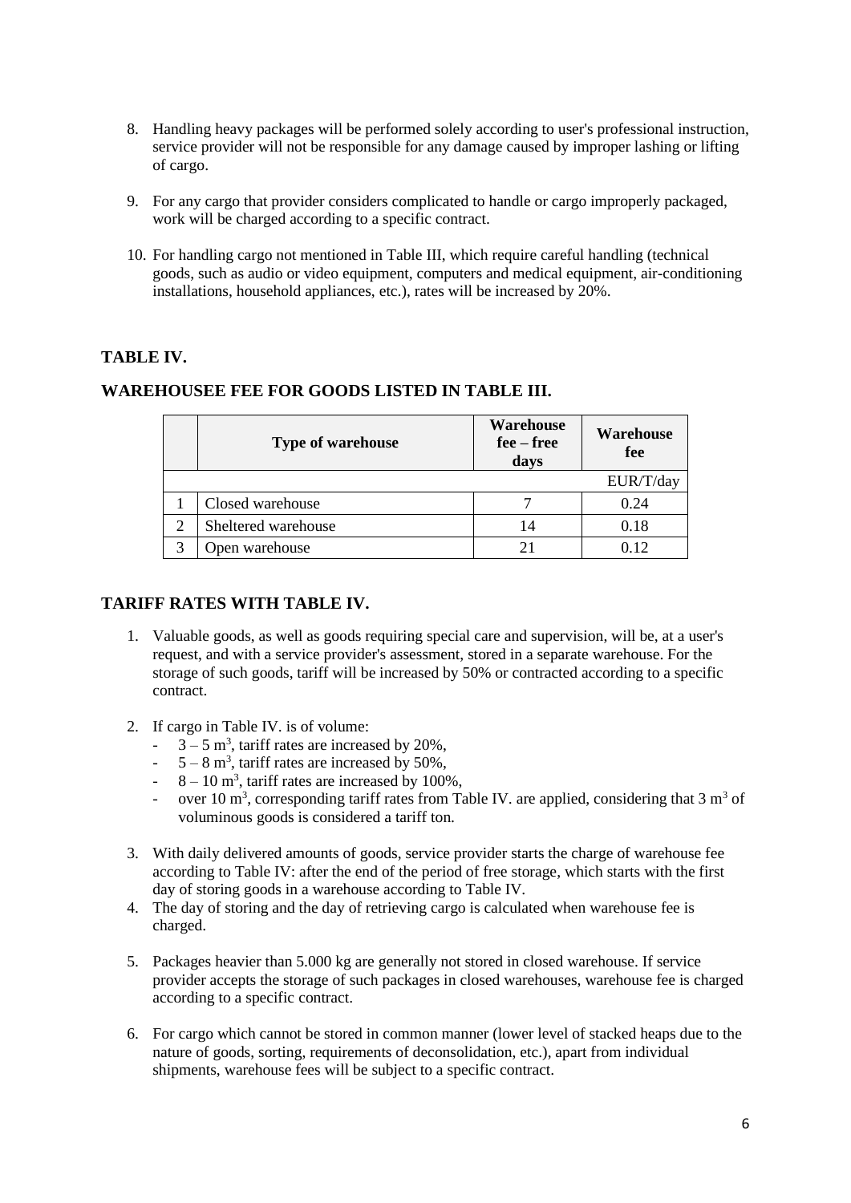8. Handling heavy packages will be performed solely according to user's professional instruction, service provider will not be responsible for any damage caused by improper lashing or lifting of cargo.

9. For any cargo that provider considers complicated to handle or cargo improperly packaged, work will be charged according to a specific contract.

10. For handling cargo not mentioned in Table III, which require careful handling (technical goods, such as audio or video equipment, computers and medical equipment, air-conditioning installations, household appliances, etc.), rates will be increased by 20%.

## TABLE IV.

## WAREHOUSEE FEE FOR GOODS LISTED IN TABLE III.

| | Type of warehouse | Warehouse fee – free days | Warehouse fee |
|---|---|---|---|
| | | | EUR/T/day |
| 1 | Closed warehouse | 7 | 0.24 |
| 2 | Sheltered warehouse | 14 | 0.18 |
| 3 | Open warehouse | 21 | 0.12 |

## TARIFF RATES WITH TABLE IV.

1. Valuable goods, as well as goods requiring special care and supervision, will be, at a user's request, and with a service provider's assessment, stored in a separate warehouse. For the storage of such goods, tariff will be increased by 50% or contracted according to a specific contract.

2. If cargo in Table IV. is of volume:
   - $3 – 5$ m$^3$, tariff rates are increased by 20%,
   - $5 – 8$ m$^3$, tariff rates are increased by 50%,
   - $8 – 10$ m$^3$, tariff rates are increased by 100%,
   - over 10 m$^3$, corresponding tariff rates from Table IV. are applied, considering that 3 m$^3$ of voluminous goods is considered a tariff ton.

3. With daily delivered amounts of goods, service provider starts the charge of warehouse fee according to Table IV: after the end of the period of free storage, which starts with the first day of storing goods in a warehouse according to Table IV.

4. The day of storing and the day of retrieving cargo is calculated when warehouse fee is charged.

5. Packages heavier than 5.000 kg are generally not stored in closed warehouse. If service provider accepts the storage of such packages in closed warehouses, warehouse fee is charged according to a specific contract.

6. For cargo which cannot be stored in common manner (lower level of stacked heaps due to the nature of goods, sorting, requirements of deconsolidation, etc.), apart from individual shipments, warehouse fees will be subject to a specific contract.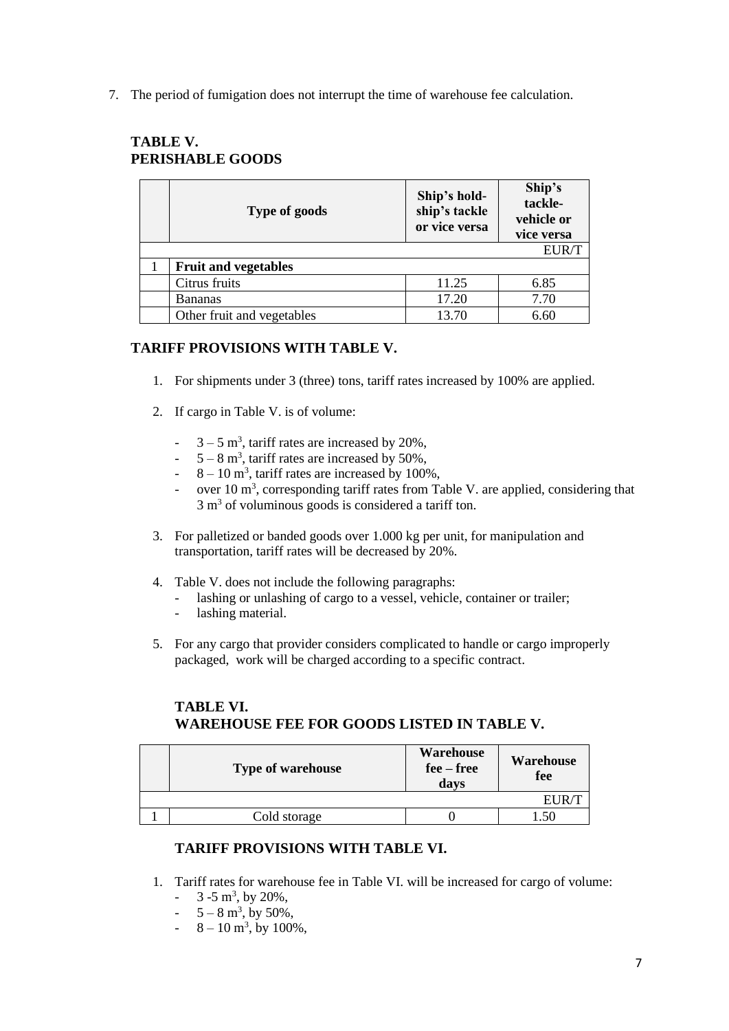7. The period of fumigation does not interrupt the time of warehouse fee calculation.

## TABLE V.
## PERISHABLE GOODS

| | Type of goods | Ship's hold-ship's tackle or vice versa | Ship's tackle-vehicle or vice versa |
|---|---|---|---|
| | | | EUR/T |
| 1 | **Fruit and vegetables** | | |
| | Citrus fruits | 11.25 | 6.85 |
| | Bananas | 17.20 | 7.70 |
| | Other fruit and vegetables | 13.70 | 6.60 |

### TARIFF PROVISIONS WITH TABLE V.

1. For shipments under 3 (three) tons, tariff rates increased by 100% are applied.

2. If cargo in Table V. is of volume:

   - 3 – 5 $m^3$, tariff rates are increased by 20%,
   - 5 – 8 $m^3$, tariff rates are increased by 50%,
   - 8 – 10 $m^3$, tariff rates are increased by 100%,
   - over 10 $m^3$, corresponding tariff rates from Table V. are applied, considering that 3 $m^3$ of voluminous goods is considered a tariff ton.

3. For palletized or banded goods over 1.000 kg per unit, for manipulation and transportation, tariff rates will be decreased by 20%.

4. Table V. does not include the following paragraphs:
   - lashing or unlashing of cargo to a vessel, vehicle, container or trailer;
   - lashing material.

5. For any cargo that provider considers complicated to handle or cargo improperly packaged, work will be charged according to a specific contract.

## TABLE VI.
## WAREHOUSE FEE FOR GOODS LISTED IN TABLE V.

| | Type of warehouse | Warehouse fee – free days | Warehouse fee |
|---|---|---|---|
| | | | EUR/T |
| 1 | Cold storage | 0 | 1.50 |

### TARIFF PROVISIONS WITH TABLE VI.

1. Tariff rates for warehouse fee in Table VI. will be increased for cargo of volume:
   - 3 -5 $m^3$, by 20%,
   - 5 – 8 $m^3$, by 50%,
   - 8 – 10 $m^3$, by 100%,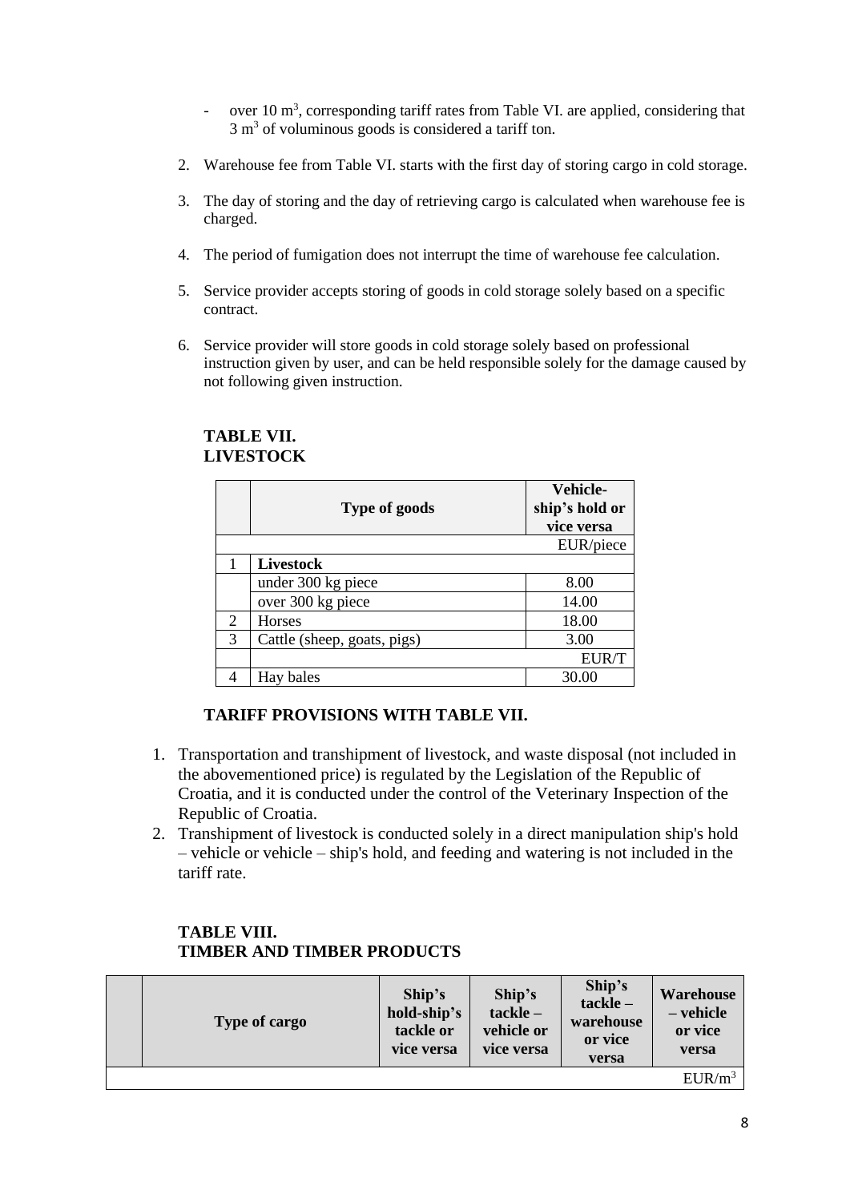- over 10 $m^3$, corresponding tariff rates from Table VI. are applied, considering that 3 $m^3$ of voluminous goods is considered a tariff ton.

2. Warehouse fee from Table VI. starts with the first day of storing cargo in cold storage.

3. The day of storing and the day of retrieving cargo is calculated when warehouse fee is charged.

4. The period of fumigation does not interrupt the time of warehouse fee calculation.

5. Service provider accepts storing of goods in cold storage solely based on a specific contract.

6. Service provider will store goods in cold storage solely based on professional instruction given by user, and can be held responsible solely for the damage caused by not following given instruction.

## TABLE VII.
## LIVESTOCK

| | Type of goods | Vehicle-ship's hold or vice versa |
|---|---|---|
| | | EUR/piece |
| 1 | **Livestock** | |
| | under 300 kg piece | 8.00 |
| | over 300 kg piece | 14.00 |
| 2 | Horses | 18.00 |
| 3 | Cattle (sheep, goats, pigs) | 3.00 |
| | | EUR/T |
| 4 | Hay bales | 30.00 |

### TARIFF PROVISIONS WITH TABLE VII.

1. Transportation and transhipment of livestock, and waste disposal (not included in the abovementioned price) is regulated by the Legislation of the Republic of Croatia, and it is conducted under the control of the Veterinary Inspection of the Republic of Croatia.
2. Transhipment of livestock is conducted solely in a direct manipulation ship's hold – vehicle or vehicle – ship's hold, and feeding and watering is not included in the tariff rate.

## TABLE VIII.
## TIMBER AND TIMBER PRODUCTS

| | Type of cargo | Ship's hold-ship's tackle or vice versa | Ship's tackle – vehicle or vice versa | Ship's tackle – warehouse or vice versa | Warehouse – vehicle or vice versa |
|---|---|---|---|---|---|
| | | | | | EUR/$m^3$ |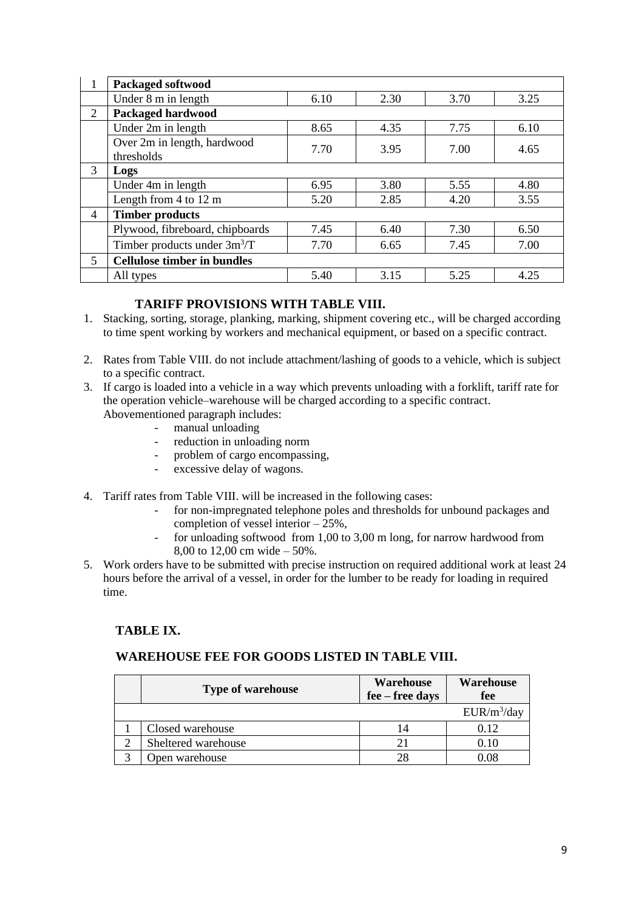| 1 | **Packaged softwood** | | | | |
|---|---|---|---|---|---|
| | Under 8 m in length | 6.10 | 2.30 | 3.70 | 3.25 |
| 2 | **Packaged hardwood** | | | | |
| | Under 2m in length | 8.65 | 4.35 | 7.75 | 6.10 |
| | Over 2m in length, hardwood thresholds | 7.70 | 3.95 | 7.00 | 4.65 |
| 3 | **Logs** | | | | |
| | Under 4m in length | 6.95 | 3.80 | 5.55 | 4.80 |
| | Length from 4 to 12 m | 5.20 | 2.85 | 4.20 | 3.55 |
| 4 | **Timber products** | | | | |
| | Plywood, fibreboard, chipboards | 7.45 | 6.40 | 7.30 | 6.50 |
| | Timber products under $3m^3/T$ | 7.70 | 6.65 | 7.45 | 7.00 |
| 5 | **Cellulose timber in bundles** | | | | |
| | All types | 5.40 | 3.15 | 5.25 | 4.25 |

### TARIFF PROVISIONS WITH TABLE VIII.

1. Stacking, sorting, storage, planking, marking, shipment covering etc., will be charged according to time spent working by workers and mechanical equipment, or based on a specific contract.
2. Rates from Table VIII. do not include attachment/lashing of goods to a vehicle, which is subject to a specific contract.
3. If cargo is loaded into a vehicle in a way which prevents unloading with a forklift, tariff rate for the operation vehicle–warehouse will be charged according to a specific contract. Abovementioned paragraph includes:
   - manual unloading
   - reduction in unloading norm
   - problem of cargo encompassing,
   - excessive delay of wagons.
4. Tariff rates from Table VIII. will be increased in the following cases:
   - for non-impregnated telephone poles and thresholds for unbound packages and completion of vessel interior – 25%,
   - for unloading softwood from 1,00 to 3,00 m long, for narrow hardwood from 8,00 to 12,00 cm wide – 50%.
5. Work orders have to be submitted with precise instruction on required additional work at least 24 hours before the arrival of a vessel, in order for the lumber to be ready for loading in required time.

### TABLE IX.

### WAREHOUSE FEE FOR GOODS LISTED IN TABLE VIII.

| | Type of warehouse | Warehouse fee – free days | Warehouse fee |
|---|---|---|---|
| | | | $EUR/m^3/day$ |
| 1 | Closed warehouse | 14 | 0.12 |
| 2 | Sheltered warehouse | 21 | 0.10 |
| 3 | Open warehouse | 28 | 0.08 |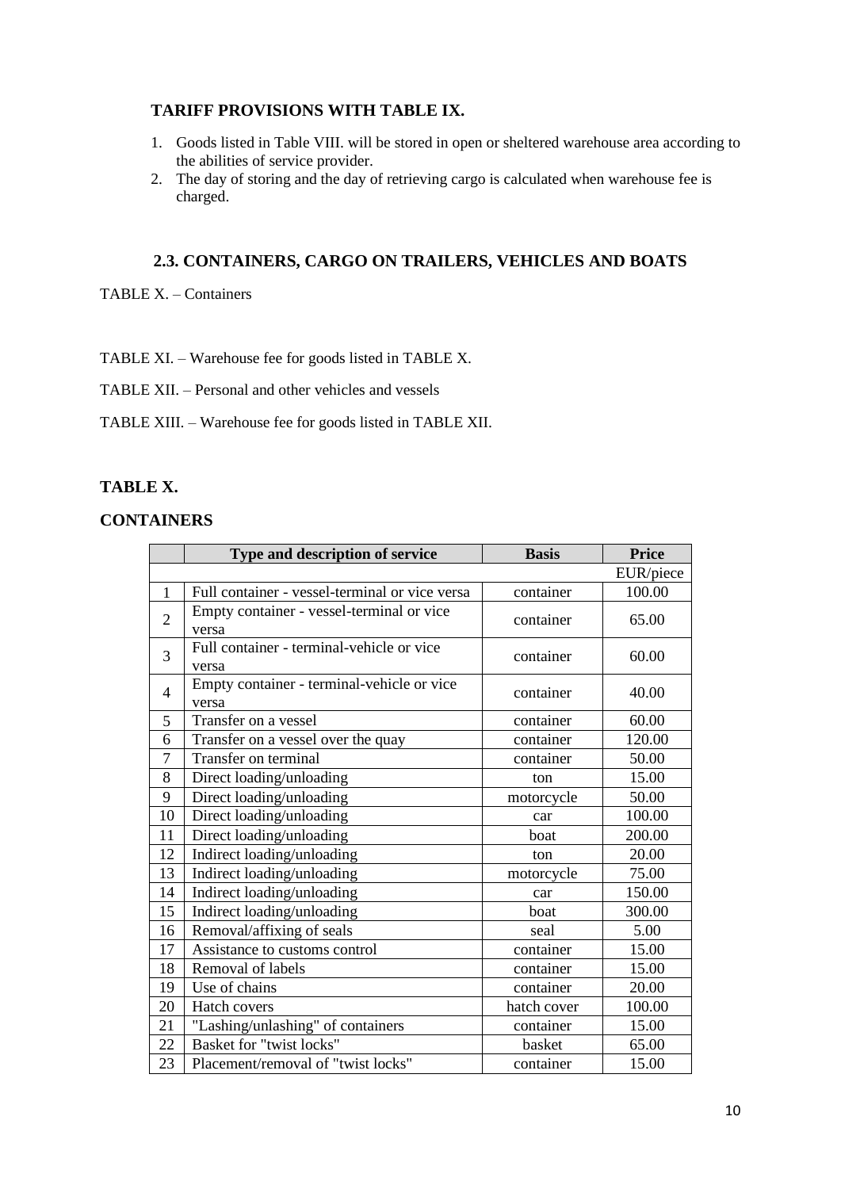### TARIFF PROVISIONS WITH TABLE IX.

1. Goods listed in Table VIII. will be stored in open or sheltered warehouse area according to the abilities of service provider.
2. The day of storing and the day of retrieving cargo is calculated when warehouse fee is charged.

## 2.3. CONTAINERS, CARGO ON TRAILERS, VEHICLES AND BOATS

TABLE X. – Containers

TABLE XI. – Warehouse fee for goods listed in TABLE X.

TABLE XII. – Personal and other vehicles and vessels

TABLE XIII. – Warehouse fee for goods listed in TABLE XII.

### TABLE X.

### CONTAINERS

| | Type and description of service | Basis | Price |
|---|---|---|---|
| | | | EUR/piece |
| 1 | Full container - vessel-terminal or vice versa | container | 100.00 |
| 2 | Empty container - vessel-terminal or vice versa | container | 65.00 |
| 3 | Full container - terminal-vehicle or vice versa | container | 60.00 |
| 4 | Empty container - terminal-vehicle or vice versa | container | 40.00 |
| 5 | Transfer on a vessel | container | 60.00 |
| 6 | Transfer on a vessel over the quay | container | 120.00 |
| 7 | Transfer on terminal | container | 50.00 |
| 8 | Direct loading/unloading | ton | 15.00 |
| 9 | Direct loading/unloading | motorcycle | 50.00 |
| 10 | Direct loading/unloading | car | 100.00 |
| 11 | Direct loading/unloading | boat | 200.00 |
| 12 | Indirect loading/unloading | ton | 20.00 |
| 13 | Indirect loading/unloading | motorcycle | 75.00 |
| 14 | Indirect loading/unloading | car | 150.00 |
| 15 | Indirect loading/unloading | boat | 300.00 |
| 16 | Removal/affixing of seals | seal | 5.00 |
| 17 | Assistance to customs control | container | 15.00 |
| 18 | Removal of labels | container | 15.00 |
| 19 | Use of chains | container | 20.00 |
| 20 | Hatch covers | hatch cover | 100.00 |
| 21 | "Lashing/unlashing" of containers | container | 15.00 |
| 22 | Basket for "twist locks" | basket | 65.00 |
| 23 | Placement/removal of "twist locks" | container | 15.00 |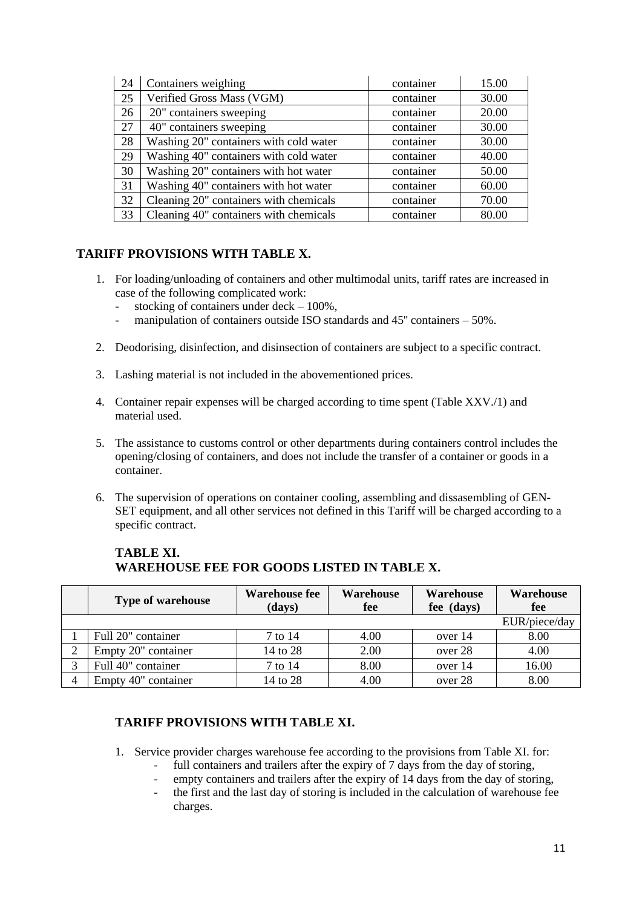| 24 | Containers weighing | container | 15.00 |
|---|---|---|---|
| 25 | Verified Gross Mass (VGM) | container | 30.00 |
| 26 | 20" containers sweeping | container | 20.00 |
| 27 | 40" containers sweeping | container | 30.00 |
| 28 | Washing 20" containers with cold water | container | 30.00 |
| 29 | Washing 40" containers with cold water | container | 40.00 |
| 30 | Washing 20" containers with hot water | container | 50.00 |
| 31 | Washing 40" containers with hot water | container | 60.00 |
| 32 | Cleaning 20" containers with chemicals | container | 70.00 |
| 33 | Cleaning 40" containers with chemicals | container | 80.00 |

## TARIFF PROVISIONS WITH TABLE X.

1. For loading/unloading of containers and other multimodal units, tariff rates are increased in case of the following complicated work:
   - stocking of containers under deck – 100%,
   - manipulation of containers outside ISO standards and 45" containers – 50%.
2. Deodorising, disinfection, and disinsection of containers are subject to a specific contract.
3. Lashing material is not included in the abovementioned prices.
4. Container repair expenses will be charged according to time spent (Table XXV./1) and material used.
5. The assistance to customs control or other departments during containers control includes the opening/closing of containers, and does not include the transfer of a container or goods in a container.
6. The supervision of operations on container cooling, assembling and dissasembling of GEN-SET equipment, and all other services not defined in this Tariff will be charged according to a specific contract.

## TABLE XI.
## WAREHOUSE FEE FOR GOODS LISTED IN TABLE X.

| | Type of warehouse | Warehouse fee (days) | Warehouse fee | Warehouse fee (days) | Warehouse fee |
|---|---|---|---|---|---|
| | | | | | EUR/piece/day |
| 1 | Full 20" container | 7 to 14 | 4.00 | over 14 | 8.00 |
| 2 | Empty 20" container | 14 to 28 | 2.00 | over 28 | 4.00 |
| 3 | Full 40" container | 7 to 14 | 8.00 | over 14 | 16.00 |
| 4 | Empty 40" container | 14 to 28 | 4.00 | over 28 | 8.00 |

## TARIFF PROVISIONS WITH TABLE XI.

1. Service provider charges warehouse fee according to the provisions from Table XI. for:
   - full containers and trailers after the expiry of 7 days from the day of storing,
   - empty containers and trailers after the expiry of 14 days from the day of storing,
   - the first and the last day of storing is included in the calculation of warehouse fee charges.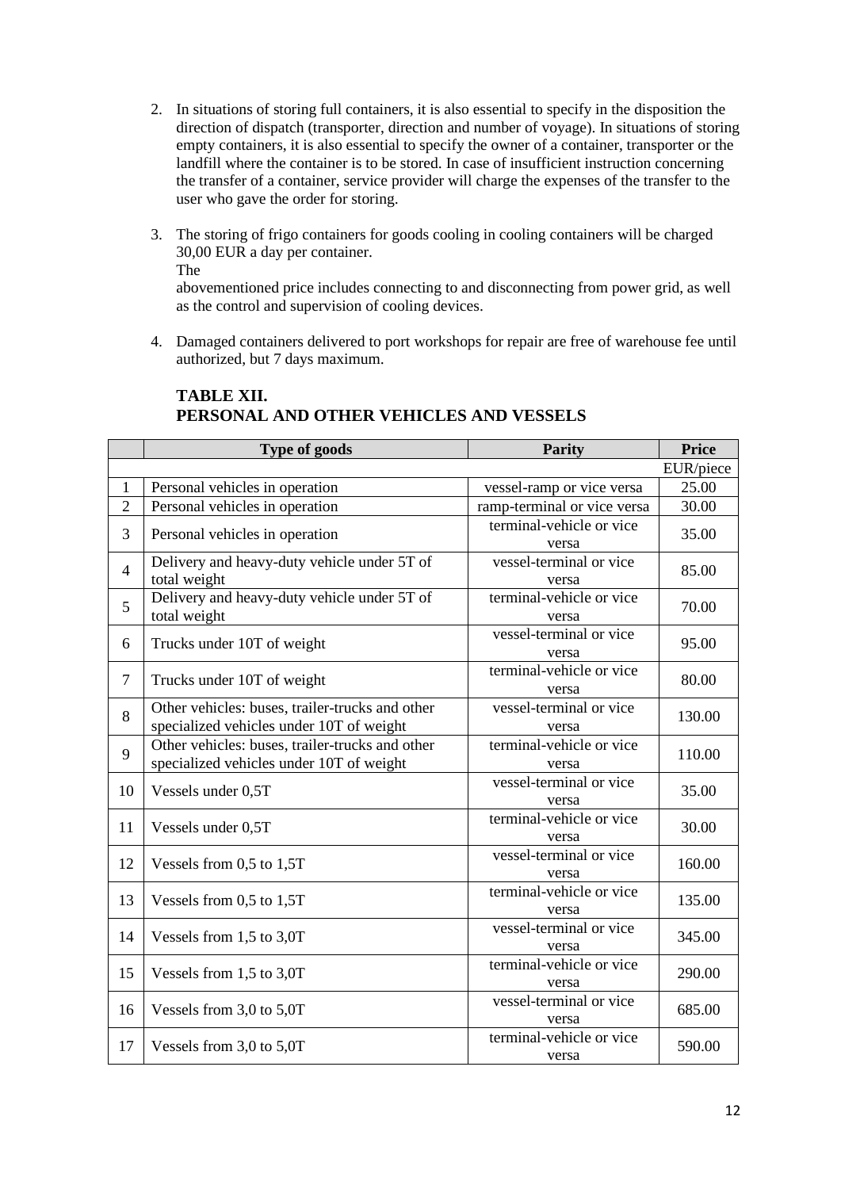2. In situations of storing full containers, it is also essential to specify in the disposition the direction of dispatch (transporter, direction and number of voyage). In situations of storing empty containers, it is also essential to specify the owner of a container, transporter or the landfill where the container is to be stored. In case of insufficient instruction concerning the transfer of a container, service provider will charge the expenses of the transfer to the user who gave the order for storing.

3. The storing of frigo containers for goods cooling in cooling containers will be charged 30,00 EUR a day per container.
   The
   abovementioned price includes connecting to and disconnecting from power grid, as well as the control and supervision of cooling devices.

4. Damaged containers delivered to port workshops for repair are free of warehouse fee until authorized, but 7 days maximum.

### TABLE XII.
### PERSONAL AND OTHER VEHICLES AND VESSELS

| | Type of goods | Parity | Price |
|---|---|---|---|
| | | | EUR/piece |
| 1 | Personal vehicles in operation | vessel-ramp or vice versa | 25.00 |
| 2 | Personal vehicles in operation | ramp-terminal or vice versa | 30.00 |
| 3 | Personal vehicles in operation | terminal-vehicle or vice versa | 35.00 |
| 4 | Delivery and heavy-duty vehicle under 5T of total weight | vessel-terminal or vice versa | 85.00 |
| 5 | Delivery and heavy-duty vehicle under 5T of total weight | terminal-vehicle or vice versa | 70.00 |
| 6 | Trucks under 10T of weight | vessel-terminal or vice versa | 95.00 |
| 7 | Trucks under 10T of weight | terminal-vehicle or vice versa | 80.00 |
| 8 | Other vehicles: buses, trailer-trucks and other specialized vehicles under 10T of weight | vessel-terminal or vice versa | 130.00 |
| 9 | Other vehicles: buses, trailer-trucks and other specialized vehicles under 10T of weight | terminal-vehicle or vice versa | 110.00 |
| 10 | Vessels under 0,5T | vessel-terminal or vice versa | 35.00 |
| 11 | Vessels under 0,5T | terminal-vehicle or vice versa | 30.00 |
| 12 | Vessels from 0,5 to 1,5T | vessel-terminal or vice versa | 160.00 |
| 13 | Vessels from 0,5 to 1,5T | terminal-vehicle or vice versa | 135.00 |
| 14 | Vessels from 1,5 to 3,0T | vessel-terminal or vice versa | 345.00 |
| 15 | Vessels from 1,5 to 3,0T | terminal-vehicle or vice versa | 290.00 |
| 16 | Vessels from 3,0 to 5,0T | vessel-terminal or vice versa | 685.00 |
| 17 | Vessels from 3,0 to 5,0T | terminal-vehicle or vice versa | 590.00 |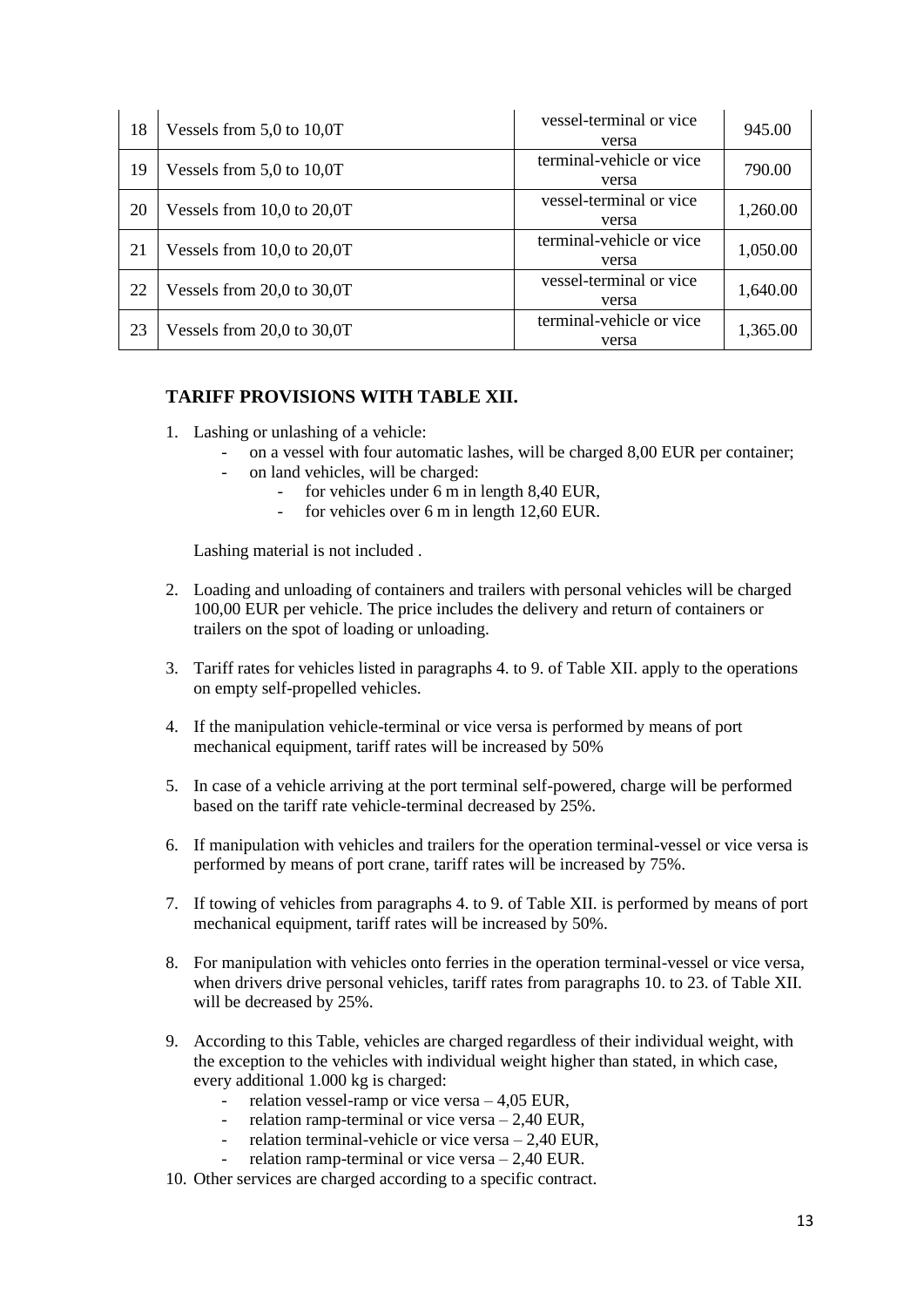| 18 | Vessels from 5,0 to 10,0T | vessel-terminal or vice versa | 945.00 |
|---|---|---|---|
| 19 | Vessels from 5,0 to 10,0T | terminal-vehicle or vice versa | 790.00 |
| 20 | Vessels from 10,0 to 20,0T | vessel-terminal or vice versa | 1,260.00 |
| 21 | Vessels from 10,0 to 20,0T | terminal-vehicle or vice versa | 1,050.00 |
| 22 | Vessels from 20,0 to 30,0T | vessel-terminal or vice versa | 1,640.00 |
| 23 | Vessels from 20,0 to 30,0T | terminal-vehicle or vice versa | 1,365.00 |

## TARIFF PROVISIONS WITH TABLE XII.

1. Lashing or unlashing of a vehicle:
   - on a vessel with four automatic lashes, will be charged 8,00 EUR per container;
   - on land vehicles, will be charged:
     - for vehicles under 6 m in length 8,40 EUR,
     - for vehicles over 6 m in length 12,60 EUR.

   Lashing material is not included .

2. Loading and unloading of containers and trailers with personal vehicles will be charged 100,00 EUR per vehicle. The price includes the delivery and return of containers or trailers on the spot of loading or unloading.

3. Tariff rates for vehicles listed in paragraphs 4. to 9. of Table XII. apply to the operations on empty self-propelled vehicles.

4. If the manipulation vehicle-terminal or vice versa is performed by means of port mechanical equipment, tariff rates will be increased by 50%

5. In case of a vehicle arriving at the port terminal self-powered, charge will be performed based on the tariff rate vehicle-terminal decreased by 25%.

6. If manipulation with vehicles and trailers for the operation terminal-vessel or vice versa is performed by means of port crane, tariff rates will be increased by 75%.

7. If towing of vehicles from paragraphs 4. to 9. of Table XII. is performed by means of port mechanical equipment, tariff rates will be increased by 50%.

8. For manipulation with vehicles onto ferries in the operation terminal-vessel or vice versa, when drivers drive personal vehicles, tariff rates from paragraphs 10. to 23. of Table XII. will be decreased by 25%.

9. According to this Table, vehicles are charged regardless of their individual weight, with the exception to the vehicles with individual weight higher than stated, in which case, every additional 1.000 kg is charged:
   - relation vessel-ramp or vice versa – 4,05 EUR,
   - relation ramp-terminal or vice versa – 2,40 EUR,
   - relation terminal-vehicle or vice versa – 2,40 EUR,
   - relation ramp-terminal or vice versa – 2,40 EUR.

10. Other services are charged according to a specific contract.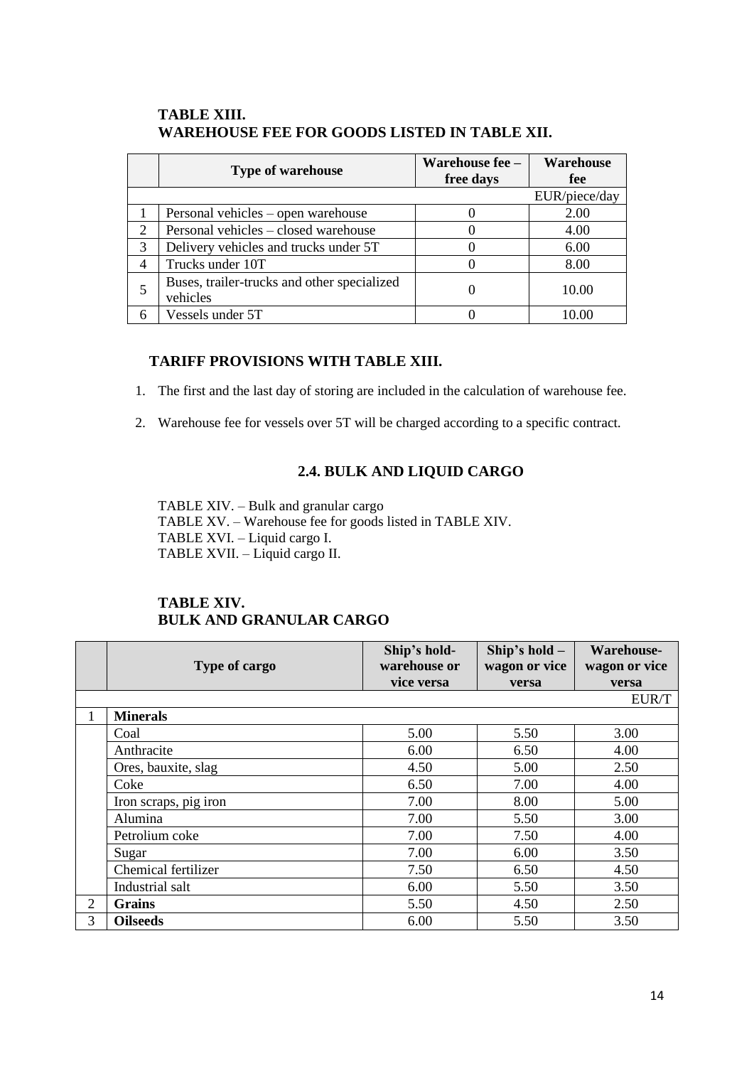### TABLE XIII.
### WAREHOUSE FEE FOR GOODS LISTED IN TABLE XII.

| | Type of warehouse | Warehouse fee – free days | Warehouse fee |
|---|---|---|---|
| | | | EUR/piece/day |
| 1 | Personal vehicles – open warehouse | 0 | 2.00 |
| 2 | Personal vehicles – closed warehouse | 0 | 4.00 |
| 3 | Delivery vehicles and trucks under 5T | 0 | 6.00 |
| 4 | Trucks under 10T | 0 | 8.00 |
| 5 | Buses, trailer-trucks and other specialized vehicles | 0 | 10.00 |
| 6 | Vessels under 5T | 0 | 10.00 |

### TARIFF PROVISIONS WITH TABLE XIII.

1. The first and the last day of storing are included in the calculation of warehouse fee.
2. Warehouse fee for vessels over 5T will be charged according to a specific contract.

## 2.4. BULK AND LIQUID CARGO

TABLE XIV. – Bulk and granular cargo
TABLE XV. – Warehouse fee for goods listed in TABLE XIV.
TABLE XVI. – Liquid cargo I.
TABLE XVII. – Liquid cargo II.

### TABLE XIV.
### BULK AND GRANULAR CARGO

| | Type of cargo | Ship's hold-warehouse or vice versa | Ship's hold – wagon or vice versa | Warehouse-wagon or vice versa |
|---|---|---|---|---|
| | | | | EUR/T |
| 1 | **Minerals** | | | |
| | Coal | 5.00 | 5.50 | 3.00 |
| | Anthracite | 6.00 | 6.50 | 4.00 |
| | Ores, bauxite, slag | 4.50 | 5.00 | 2.50 |
| | Coke | 6.50 | 7.00 | 4.00 |
| | Iron scraps, pig iron | 7.00 | 8.00 | 5.00 |
| | Alumina | 7.00 | 5.50 | 3.00 |
| | Petrolium coke | 7.00 | 7.50 | 4.00 |
| | Sugar | 7.00 | 6.00 | 3.50 |
| | Chemical fertilizer | 7.50 | 6.50 | 4.50 |
| | Industrial salt | 6.00 | 5.50 | 3.50 |
| 2 | **Grains** | 5.50 | 4.50 | 2.50 |
| 3 | **Oilseeds** | 6.00 | 5.50 | 3.50 |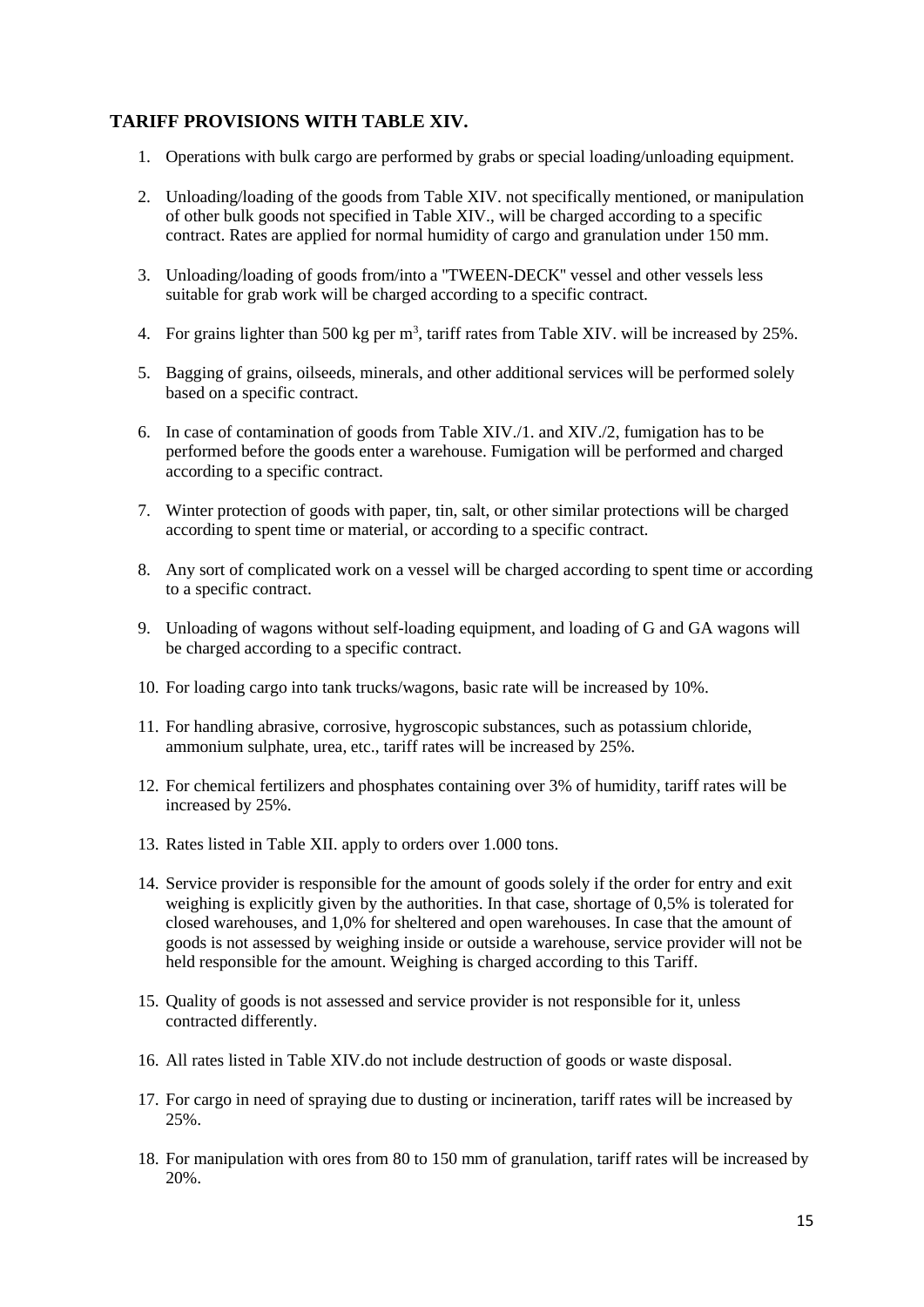## TARIFF PROVISIONS WITH TABLE XIV.

1. Operations with bulk cargo are performed by grabs or special loading/unloading equipment.
2. Unloading/loading of the goods from Table XIV. not specifically mentioned, or manipulation of other bulk goods not specified in Table XIV., will be charged according to a specific contract. Rates are applied for normal humidity of cargo and granulation under 150 mm.
3. Unloading/loading of goods from/into a "TWEEN-DECK" vessel and other vessels less suitable for grab work will be charged according to a specific contract.
4. For grains lighter than 500 kg per $m^3$, tariff rates from Table XIV. will be increased by 25%.
5. Bagging of grains, oilseeds, minerals, and other additional services will be performed solely based on a specific contract.
6. In case of contamination of goods from Table XIV./1. and XIV./2, fumigation has to be performed before the goods enter a warehouse. Fumigation will be performed and charged according to a specific contract.
7. Winter protection of goods with paper, tin, salt, or other similar protections will be charged according to spent time or material, or according to a specific contract.
8. Any sort of complicated work on a vessel will be charged according to spent time or according to a specific contract.
9. Unloading of wagons without self-loading equipment, and loading of G and GA wagons will be charged according to a specific contract.
10. For loading cargo into tank trucks/wagons, basic rate will be increased by 10%.
11. For handling abrasive, corrosive, hygroscopic substances, such as potassium chloride, ammonium sulphate, urea, etc., tariff rates will be increased by 25%.
12. For chemical fertilizers and phosphates containing over 3% of humidity, tariff rates will be increased by 25%.
13. Rates listed in Table XII. apply to orders over 1.000 tons.
14. Service provider is responsible for the amount of goods solely if the order for entry and exit weighing is explicitly given by the authorities. In that case, shortage of 0,5% is tolerated for closed warehouses, and 1,0% for sheltered and open warehouses. In case that the amount of goods is not assessed by weighing inside or outside a warehouse, service provider will not be held responsible for the amount. Weighing is charged according to this Tariff.
15. Quality of goods is not assessed and service provider is not responsible for it, unless contracted differently.
16. All rates listed in Table XIV.do not include destruction of goods or waste disposal.
17. For cargo in need of spraying due to dusting or incineration, tariff rates will be increased by 25%.
18. For manipulation with ores from 80 to 150 mm of granulation, tariff rates will be increased by 20%.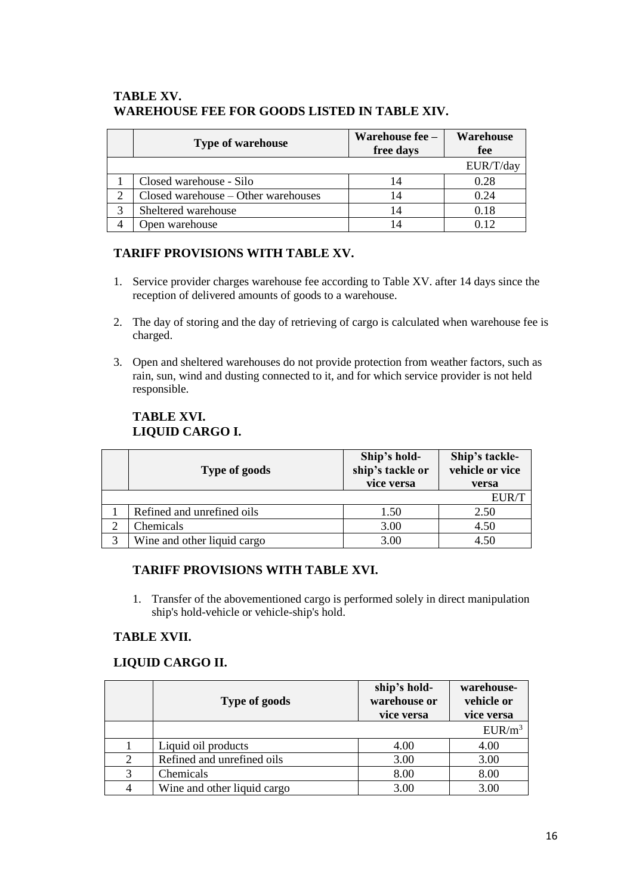## TABLE XV.
## WAREHOUSE FEE FOR GOODS LISTED IN TABLE XIV.

| | Type of warehouse | Warehouse fee – free days | Warehouse fee |
|---|---|---|---|
| | | | EUR/T/day |
| 1 | Closed warehouse - Silo | 14 | 0.28 |
| 2 | Closed warehouse – Other warehouses | 14 | 0.24 |
| 3 | Sheltered warehouse | 14 | 0.18 |
| 4 | Open warehouse | 14 | 0.12 |

### TARIFF PROVISIONS WITH TABLE XV.

1. Service provider charges warehouse fee according to Table XV. after 14 days since the reception of delivered amounts of goods to a warehouse.

2. The day of storing and the day of retrieving of cargo is calculated when warehouse fee is charged.

3. Open and sheltered warehouses do not provide protection from weather factors, such as rain, sun, wind and dusting connected to it, and for which service provider is not held responsible.

## TABLE XVI.
## LIQUID CARGO I.

| | Type of goods | Ship's hold-ship's tackle or vice versa | Ship's tackle-vehicle or vice versa |
|---|---|---|---|
| | | | EUR/T |
| 1 | Refined and unrefined oils | 1.50 | 2.50 |
| 2 | Chemicals | 3.00 | 4.50 |
| 3 | Wine and other liquid cargo | 3.00 | 4.50 |

### TARIFF PROVISIONS WITH TABLE XVI.

1. Transfer of the abovementioned cargo is performed solely in direct manipulation ship's hold-vehicle or vehicle-ship's hold.

## TABLE XVII.

## LIQUID CARGO II.

| | Type of goods | ship's hold-warehouse or vice versa | warehouse-vehicle or vice versa |
|---|---|---|---|
| | | | EUR/$m^3$ |
| 1 | Liquid oil products | 4.00 | 4.00 |
| 2 | Refined and unrefined oils | 3.00 | 3.00 |
| 3 | Chemicals | 8.00 | 8.00 |
| 4 | Wine and other liquid cargo | 3.00 | 3.00 |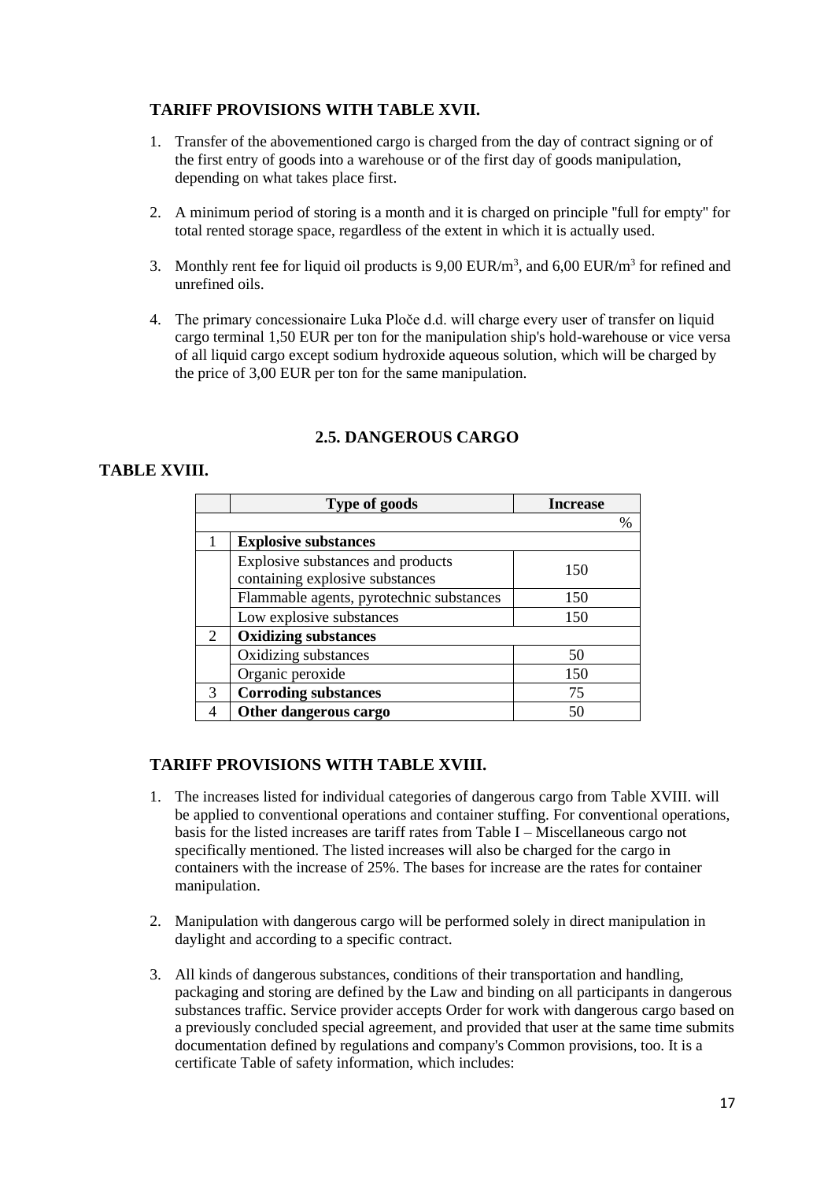### TARIFF PROVISIONS WITH TABLE XVII.

1. Transfer of the abovementioned cargo is charged from the day of contract signing or of the first entry of goods into a warehouse or of the first day of goods manipulation, depending on what takes place first.

2. A minimum period of storing is a month and it is charged on principle "full for empty" for total rented storage space, regardless of the extent in which it is actually used.

3. Monthly rent fee for liquid oil products is 9,00 EUR/m$^3$, and 6,00 EUR/m$^3$ for refined and unrefined oils.

4. The primary concessionaire Luka Ploče d.d. will charge every user of transfer on liquid cargo terminal 1,50 EUR per ton for the manipulation ship's hold-warehouse or vice versa of all liquid cargo except sodium hydroxide aqueous solution, which will be charged by the price of 3,00 EUR per ton for the same manipulation.

## 2.5. DANGEROUS CARGO

**TABLE XVIII.**

| | Type of goods | Increase |
|---|---|---|
| | | % |
| 1 | **Explosive substances** | |
| | Explosive substances and products containing explosive substances | 150 |
| | Flammable agents, pyrotechnic substances | 150 |
| | Low explosive substances | 150 |
| 2 | **Oxidizing substances** | |
| | Oxidizing substances | 50 |
| | Organic peroxide | 150 |
| 3 | **Corroding substances** | 75 |
| 4 | **Other dangerous cargo** | 50 |

### TARIFF PROVISIONS WITH TABLE XVIII.

1. The increases listed for individual categories of dangerous cargo from Table XVIII. will be applied to conventional operations and container stuffing. For conventional operations, basis for the listed increases are tariff rates from Table I – Miscellaneous cargo not specifically mentioned. The listed increases will also be charged for the cargo in containers with the increase of 25%. The bases for increase are the rates for container manipulation.

2. Manipulation with dangerous cargo will be performed solely in direct manipulation in daylight and according to a specific contract.

3. All kinds of dangerous substances, conditions of their transportation and handling, packaging and storing are defined by the Law and binding on all participants in dangerous substances traffic. Service provider accepts Order for work with dangerous cargo based on a previously concluded special agreement, and provided that user at the same time submits documentation defined by regulations and company's Common provisions, too. It is a certificate Table of safety information, which includes: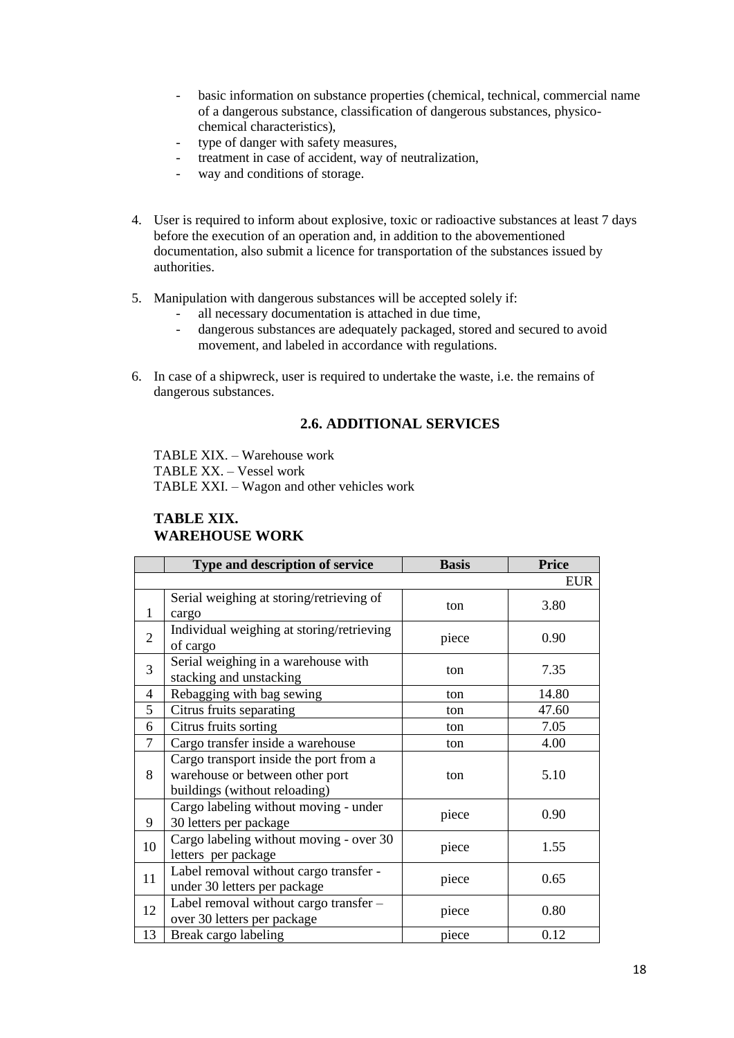- basic information on substance properties (chemical, technical, commercial name of a dangerous substance, classification of dangerous substances, physico-chemical characteristics),
- type of danger with safety measures,
- treatment in case of accident, way of neutralization,
- way and conditions of storage.

4. User is required to inform about explosive, toxic or radioactive substances at least 7 days before the execution of an operation and, in addition to the abovementioned documentation, also submit a licence for transportation of the substances issued by authorities.

5. Manipulation with dangerous substances will be accepted solely if:
   - all necessary documentation is attached in due time,
   - dangerous substances are adequately packaged, stored and secured to avoid movement, and labeled in accordance with regulations.

6. In case of a shipwreck, user is required to undertake the waste, i.e. the remains of dangerous substances.

## 2.6. ADDITIONAL SERVICES

TABLE XIX. – Warehouse work
TABLE XX. – Vessel work
TABLE XXI. – Wagon and other vehicles work

### TABLE XIX.
### WAREHOUSE WORK

| | Type and description of service | Basis | Price |
|---|---|---|---|
| | | | EUR |
| 1 | Serial weighing at storing/retrieving of cargo | ton | 3.80 |
| 2 | Individual weighing at storing/retrieving of cargo | piece | 0.90 |
| 3 | Serial weighing in a warehouse with stacking and unstacking | ton | 7.35 |
| 4 | Rebagging with bag sewing | ton | 14.80 |
| 5 | Citrus fruits separating | ton | 47.60 |
| 6 | Citrus fruits sorting | ton | 7.05 |
| 7 | Cargo transfer inside a warehouse | ton | 4.00 |
| 8 | Cargo transport inside the port from a warehouse or between other port buildings (without reloading) | ton | 5.10 |
| 9 | Cargo labeling without moving - under 30 letters per package | piece | 0.90 |
| 10 | Cargo labeling without moving - over 30 letters per package | piece | 1.55 |
| 11 | Label removal without cargo transfer - under 30 letters per package | piece | 0.65 |
| 12 | Label removal without cargo transfer – over 30 letters per package | piece | 0.80 |
| 13 | Break cargo labeling | piece | 0.12 |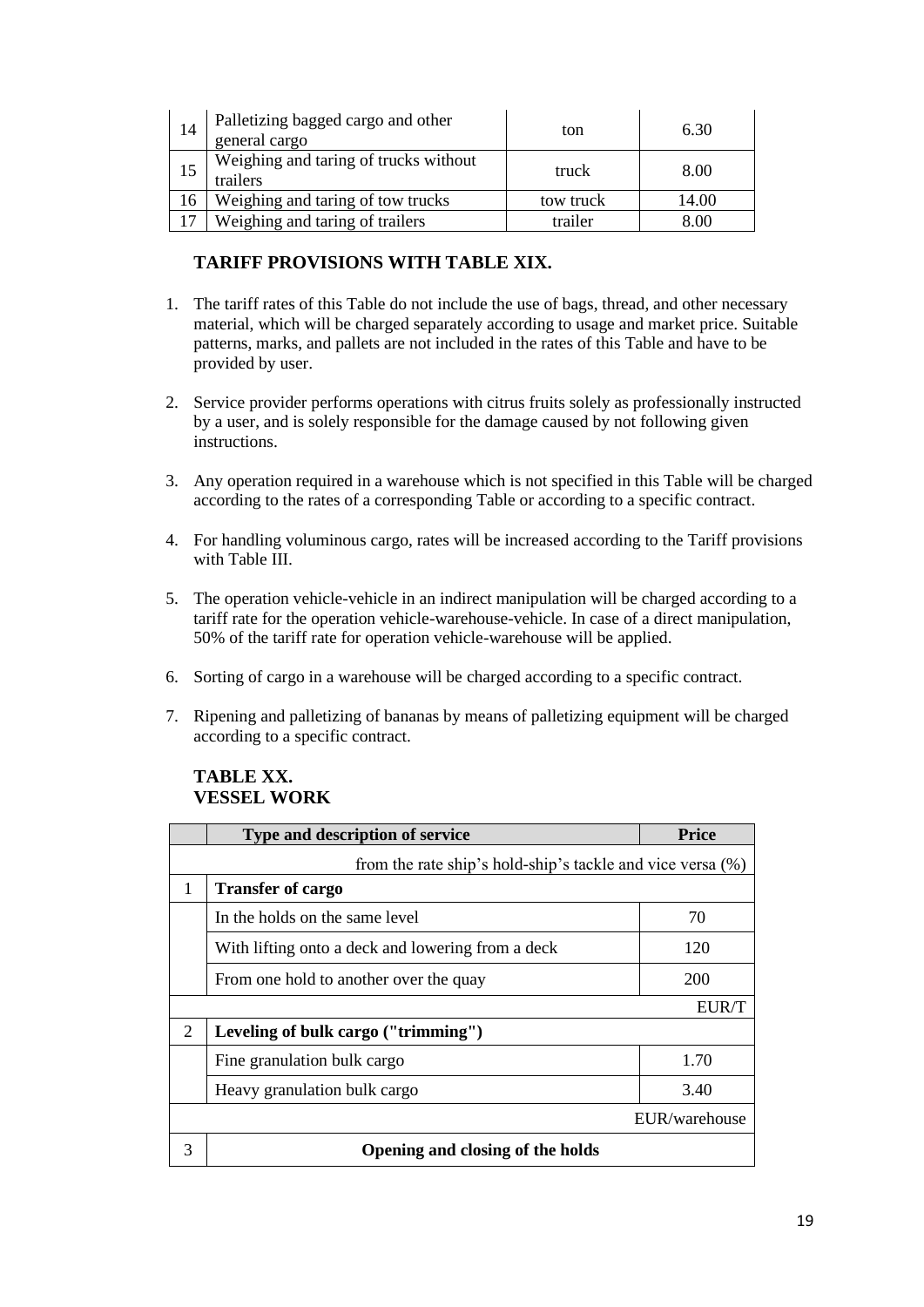| 14 | Palletizing bagged cargo and other general cargo | ton | 6.30 |
|---|---|---|---|
| 15 | Weighing and taring of trucks without trailers | truck | 8.00 |
| 16 | Weighing and taring of tow trucks | tow truck | 14.00 |
| 17 | Weighing and taring of trailers | trailer | 8.00 |

### TARIFF PROVISIONS WITH TABLE XIX.

1. The tariff rates of this Table do not include the use of bags, thread, and other necessary material, which will be charged separately according to usage and market price. Suitable patterns, marks, and pallets are not included in the rates of this Table and have to be provided by user.

2. Service provider performs operations with citrus fruits solely as professionally instructed by a user, and is solely responsible for the damage caused by not following given instructions.

3. Any operation required in a warehouse which is not specified in this Table will be charged according to the rates of a corresponding Table or according to a specific contract.

4. For handling voluminous cargo, rates will be increased according to the Tariff provisions with Table III.

5. The operation vehicle-vehicle in an indirect manipulation will be charged according to a tariff rate for the operation vehicle-warehouse-vehicle. In case of a direct manipulation, 50% of the tariff rate for operation vehicle-warehouse will be applied.

6. Sorting of cargo in a warehouse will be charged according to a specific contract.

7. Ripening and palletizing of bananas by means of palletizing equipment will be charged according to a specific contract.

### TABLE XX.
### VESSEL WORK

| | Type and description of service | Price |
|---|---|---|
| | from the rate ship's hold-ship's tackle and vice versa (%) | |
| 1 | **Transfer of cargo** | |
| | In the holds on the same level | 70 |
| | With lifting onto a deck and lowering from a deck | 120 |
| | From one hold to another over the quay | 200 |
| | | EUR/T |
| 2 | **Leveling of bulk cargo ("trimming")** | |
| | Fine granulation bulk cargo | 1.70 |
| | Heavy granulation bulk cargo | 3.40 |
| | | EUR/warehouse |
| 3 | **Opening and closing of the holds** | |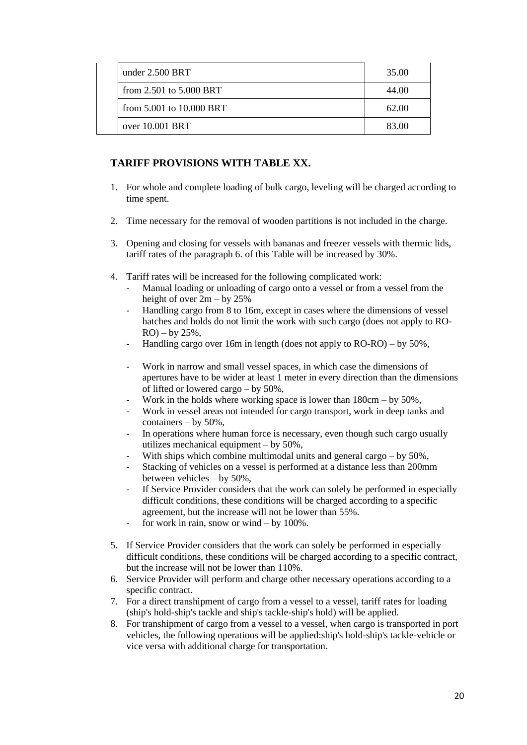| under 2.500 BRT | 35.00 |
| --- | --- |
| from 2.501 to 5.000 BRT | 44.00 |
| from 5.001 to 10.000 BRT | 62.00 |
| over 10.001 BRT | 83.00 |

## TARIFF PROVISIONS WITH TABLE XX.

1. For whole and complete loading of bulk cargo, leveling will be charged according to time spent.

2. Time necessary for the removal of wooden partitions is not included in the charge.

3. Opening and closing for vessels with bananas and freezer vessels with thermic lids, tariff rates of the paragraph 6. of this Table will be increased by 30%.

4. Tariff rates will be increased for the following complicated work:
   - Manual loading or unloading of cargo onto a vessel or from a vessel from the height of over 2m – by 25%
   - Handling cargo from 8 to 16m, except in cases where the dimensions of vessel hatches and holds do not limit the work with such cargo (does not apply to RO-RO) – by 25%,
   - Handling cargo over 16m in length (does not apply to RO-RO) – by 50%,
   - Work in narrow and small vessel spaces, in which case the dimensions of apertures have to be wider at least 1 meter in every direction than the dimensions of lifted or lowered cargo – by 50%,
   - Work in the holds where working space is lower than 180cm – by 50%,
   - Work in vessel areas not intended for cargo transport, work in deep tanks and containers – by 50%,
   - In operations where human force is necessary, even though such cargo usually utilizes mechanical equipment – by 50%,
   - With ships which combine multimodal units and general cargo – by 50%,
   - Stacking of vehicles on a vessel is performed at a distance less than 200mm between vehicles – by 50%,
   - If Service Provider considers that the work can solely be performed in especially difficult conditions, these conditions will be charged according to a specific agreement, but the increase will not be lower than 55%.
   - for work in rain, snow or wind – by 100%.

5. If Service Provider considers that the work can solely be performed in especially difficult conditions, these conditions will be charged according to a specific contract, but the increase will not be lower than 110%.
6. Service Provider will perform and charge other necessary operations according to a specific contract.
7. For a direct transhipment of cargo from a vessel to a vessel, tariff rates for loading (ship's hold-ship's tackle and ship's tackle-ship's hold) will be applied.
8. For transhipment of cargo from a vessel to a vessel, when cargo is transported in port vehicles, the following operations will be applied:ship's hold-ship's tackle-vehicle or vice versa with additional charge for transportation.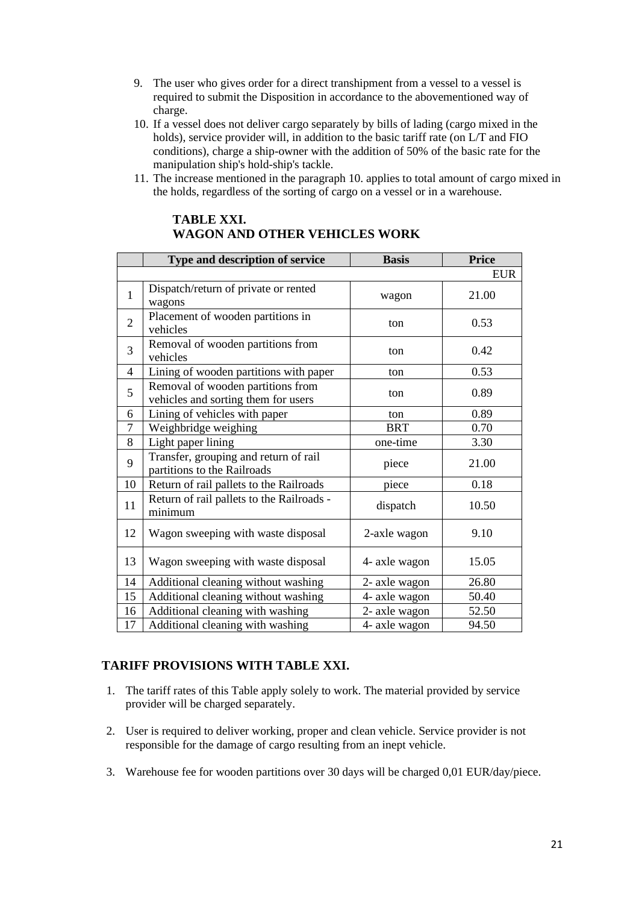9. The user who gives order for a direct transhipment from a vessel to a vessel is required to submit the Disposition in accordance to the abovementioned way of charge.
10. If a vessel does not deliver cargo separately by bills of lading (cargo mixed in the holds), service provider will, in addition to the basic tariff rate (on L/T and FIO conditions), charge a ship-owner with the addition of 50% of the basic rate for the manipulation ship's hold-ship's tackle.
11. The increase mentioned in the paragraph 10. applies to total amount of cargo mixed in the holds, regardless of the sorting of cargo on a vessel or in a warehouse.

## TABLE XXI.
## WAGON AND OTHER VEHICLES WORK

| | Type and description of service | Basis | Price |
|---|---|---|---|
| | | | EUR |
| 1 | Dispatch/return of private or rented wagons | wagon | 21.00 |
| 2 | Placement of wooden partitions in vehicles | ton | 0.53 |
| 3 | Removal of wooden partitions from vehicles | ton | 0.42 |
| 4 | Lining of wooden partitions with paper | ton | 0.53 |
| 5 | Removal of wooden partitions from vehicles and sorting them for users | ton | 0.89 |
| 6 | Lining of vehicles with paper | ton | 0.89 |
| 7 | Weighbridge weighing | BRT | 0.70 |
| 8 | Light paper lining | one-time | 3.30 |
| 9 | Transfer, grouping and return of rail partitions to the Railroads | piece | 21.00 |
| 10 | Return of rail pallets to the Railroads | piece | 0.18 |
| 11 | Return of rail pallets to the Railroads - minimum | dispatch | 10.50 |
| 12 | Wagon sweeping with waste disposal | 2-axle wagon | 9.10 |
| 13 | Wagon sweeping with waste disposal | 4- axle wagon | 15.05 |
| 14 | Additional cleaning without washing | 2- axle wagon | 26.80 |
| 15 | Additional cleaning without washing | 4- axle wagon | 50.40 |
| 16 | Additional cleaning with washing | 2- axle wagon | 52.50 |
| 17 | Additional cleaning with washing | 4- axle wagon | 94.50 |

## TARIFF PROVISIONS WITH TABLE XXI.

1. The tariff rates of this Table apply solely to work. The material provided by service provider will be charged separately.

2. User is required to deliver working, proper and clean vehicle. Service provider is not responsible for the damage of cargo resulting from an inept vehicle.

3. Warehouse fee for wooden partitions over 30 days will be charged 0,01 EUR/day/piece.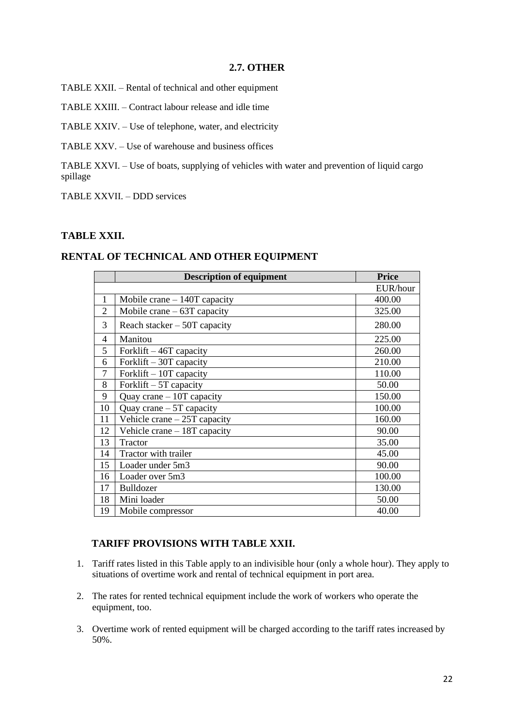## 2.7. OTHER

TABLE XXII. – Rental of technical and other equipment

TABLE XXIII. – Contract labour release and idle time

TABLE XXIV. – Use of telephone, water, and electricity

TABLE XXV. – Use of warehouse and business offices

TABLE XXVI. – Use of boats, supplying of vehicles with water and prevention of liquid cargo spillage

TABLE XXVII. – DDD services

### TABLE XXII.

### RENTAL OF TECHNICAL AND OTHER EQUIPMENT

| | Description of equipment | Price |
|---|---|---|
| | | EUR/hour |
| 1 | Mobile crane – 140T capacity | 400.00 |
| 2 | Mobile crane – 63T capacity | 325.00 |
| 3 | Reach stacker – 50T capacity | 280.00 |
| 4 | Manitou | 225.00 |
| 5 | Forklift – 46T capacity | 260.00 |
| 6 | Forklift – 30T capacity | 210.00 |
| 7 | Forklift – 10T capacity | 110.00 |
| 8 | Forklift – 5T capacity | 50.00 |
| 9 | Quay crane – 10T capacity | 150.00 |
| 10 | Quay crane – 5T capacity | 100.00 |
| 11 | Vehicle crane – 25T capacity | 160.00 |
| 12 | Vehicle crane – 18T capacity | 90.00 |
| 13 | Tractor | 35.00 |
| 14 | Tractor with trailer | 45.00 |
| 15 | Loader under 5m3 | 90.00 |
| 16 | Loader over 5m3 | 100.00 |
| 17 | Bulldozer | 130.00 |
| 18 | Mini loader | 50.00 |
| 19 | Mobile compressor | 40.00 |

### TARIFF PROVISIONS WITH TABLE XXII.

1. Tariff rates listed in this Table apply to an indivisible hour (only a whole hour). They apply to situations of overtime work and rental of technical equipment in port area.
2. The rates for rented technical equipment include the work of workers who operate the equipment, too.
3. Overtime work of rented equipment will be charged according to the tariff rates increased by 50%.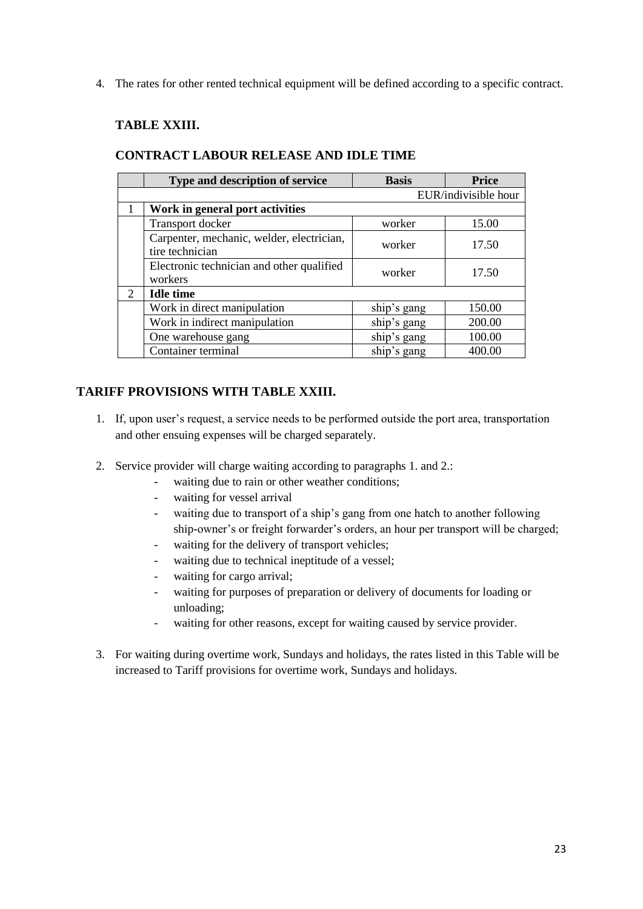4. The rates for other rented technical equipment will be defined according to a specific contract.

## TABLE XXIII.

## CONTRACT LABOUR RELEASE AND IDLE TIME

| | Type and description of service | Basis | Price |
|---|---|---|---|
| | | | EUR/indivisible hour |
| 1 | **Work in general port activities** | | |
| | Transport docker | worker | 15.00 |
| | Carpenter, mechanic, welder, electrician, tire technician | worker | 17.50 |
| | Electronic technician and other qualified workers | worker | 17.50 |
| 2 | **Idle time** | | |
| | Work in direct manipulation | ship's gang | 150.00 |
| | Work in indirect manipulation | ship's gang | 200.00 |
| | One warehouse gang | ship's gang | 100.00 |
| | Container terminal | ship's gang | 400.00 |

## TARIFF PROVISIONS WITH TABLE XXIII.

1. If, upon user's request, a service needs to be performed outside the port area, transportation and other ensuing expenses will be charged separately.
2. Service provider will charge waiting according to paragraphs 1. and 2.:
   - waiting due to rain or other weather conditions;
   - waiting for vessel arrival
   - waiting due to transport of a ship's gang from one hatch to another following ship-owner's or freight forwarder's orders, an hour per transport will be charged;
   - waiting for the delivery of transport vehicles;
   - waiting due to technical ineptitude of a vessel;
   - waiting for cargo arrival;
   - waiting for purposes of preparation or delivery of documents for loading or unloading;
   - waiting for other reasons, except for waiting caused by service provider.
3. For waiting during overtime work, Sundays and holidays, the rates listed in this Table will be increased to Tariff provisions for overtime work, Sundays and holidays.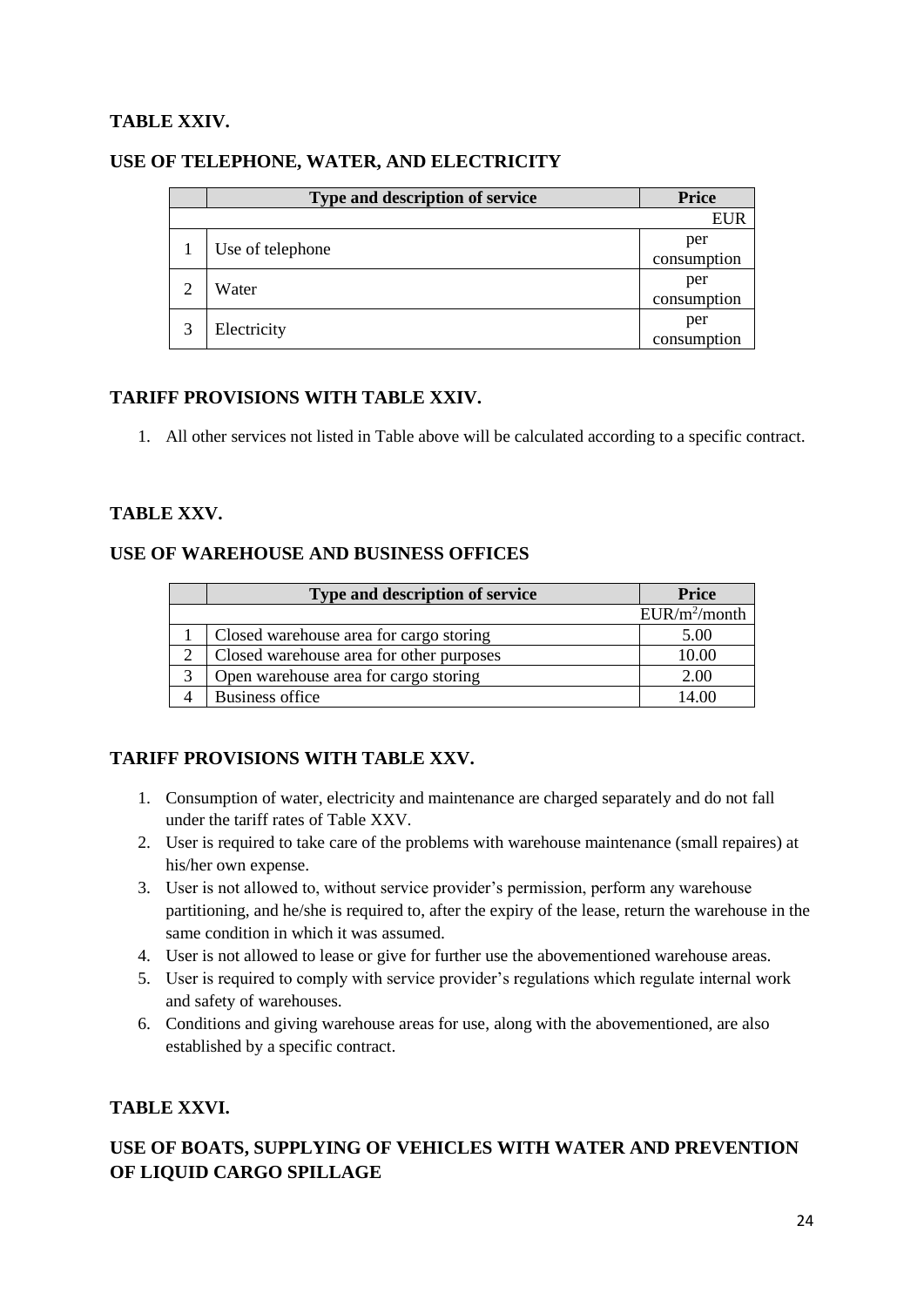**TABLE XXIV.**

**USE OF TELEPHONE, WATER, AND ELECTRICITY**

| | Type and description of service | Price |
|---|---|---|
| | | EUR |
| 1 | Use of telephone | per consumption |
| 2 | Water | per consumption |
| 3 | Electricity | per consumption |

**TARIFF PROVISIONS WITH TABLE XXIV.**

1. All other services not listed in Table above will be calculated according to a specific contract.

**TABLE XXV.**

**USE OF WAREHOUSE AND BUSINESS OFFICES**

| | Type and description of service | Price |
|---|---|---|
| | | EUR/m$^2$/month |
| 1 | Closed warehouse area for cargo storing | 5.00 |
| 2 | Closed warehouse area for other purposes | 10.00 |
| 3 | Open warehouse area for cargo storing | 2.00 |
| 4 | Business office | 14.00 |

**TARIFF PROVISIONS WITH TABLE XXV.**

1. Consumption of water, electricity and maintenance are charged separately and do not fall under the tariff rates of Table XXV.
2. User is required to take care of the problems with warehouse maintenance (small repaires) at his/her own expense.
3. User is not allowed to, without service provider's permission, perform any warehouse partitioning, and he/she is required to, after the expiry of the lease, return the warehouse in the same condition in which it was assumed.
4. User is not allowed to lease or give for further use the abovementioned warehouse areas.
5. User is required to comply with service provider's regulations which regulate internal work and safety of warehouses.
6. Conditions and giving warehouse areas for use, along with the abovementioned, are also established by a specific contract.

**TABLE XXVI.**

**USE OF BOATS, SUPPLYING OF VEHICLES WITH WATER AND PREVENTION OF LIQUID CARGO SPILLAGE**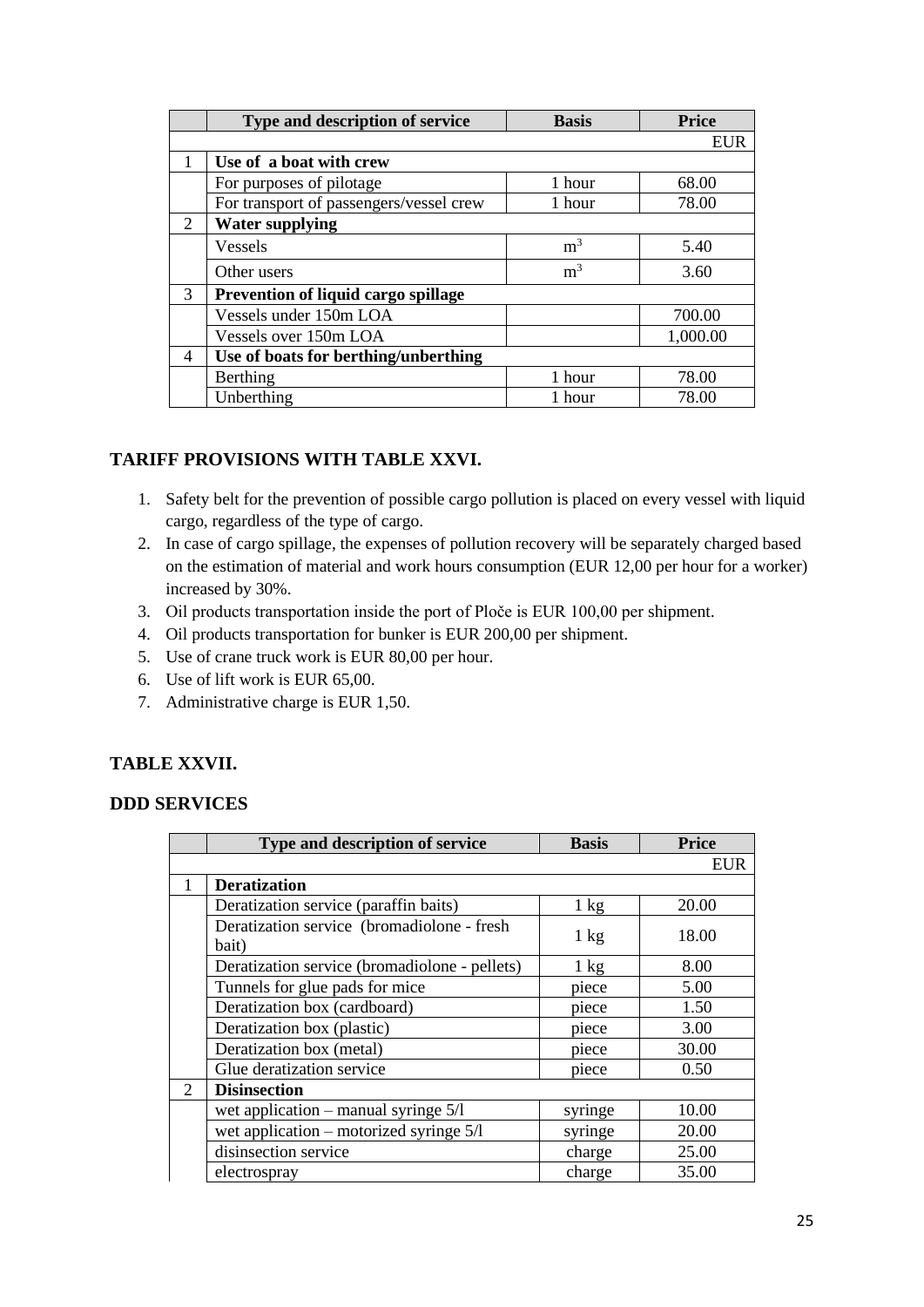|  | Type and description of service | Basis | Price |
|---|---|---|---|
|  |  |  | EUR |
| 1 | **Use of a boat with crew** |  |  |
|  | For purposes of pilotage | 1 hour | 68.00 |
|  | For transport of passengers/vessel crew | 1 hour | 78.00 |
| 2 | **Water supplying** |  |  |
|  | Vessels | $m^3$ | 5.40 |
|  | Other users | $m^3$ | 3.60 |
| 3 | **Prevention of liquid cargo spillage** |  |  |
|  | Vessels under 150m LOA |  | 700.00 |
|  | Vessels over 150m LOA |  | 1,000.00 |
| 4 | **Use of boats for berthing/unberthing** |  |  |
|  | Berthing | 1 hour | 78.00 |
|  | Unberthing | 1 hour | 78.00 |

### TARIFF PROVISIONS WITH TABLE XXVI.

1. Safety belt for the prevention of possible cargo pollution is placed on every vessel with liquid cargo, regardless of the type of cargo.
2. In case of cargo spillage, the expenses of pollution recovery will be separately charged based on the estimation of material and work hours consumption (EUR 12,00 per hour for a worker) increased by 30%.
3. Oil products transportation inside the port of Ploče is EUR 100,00 per shipment.
4. Oil products transportation for bunker is EUR 200,00 per shipment.
5. Use of crane truck work is EUR 80,00 per hour.
6. Use of lift work is EUR 65,00.
7. Administrative charge is EUR 1,50.

### TABLE XXVII.

### DDD SERVICES

|  | Type and description of service | Basis | Price |
|---|---|---|---|
|  |  |  | EUR |
| 1 | **Deratization** |  |  |
|  | Deratization service (paraffin baits) | 1 kg | 20.00 |
|  | Deratization service (bromadiolone - fresh bait) | 1 kg | 18.00 |
|  | Deratization service (bromadiolone - pellets) | 1 kg | 8.00 |
|  | Tunnels for glue pads for mice | piece | 5.00 |
|  | Deratization box (cardboard) | piece | 1.50 |
|  | Deratization box (plastic) | piece | 3.00 |
|  | Deratization box (metal) | piece | 30.00 |
|  | Glue deratization service | piece | 0.50 |
| 2 | **Disinsection** |  |  |
|  | wet application – manual syringe 5/l | syringe | 10.00 |
|  | wet application – motorized syringe 5/l | syringe | 20.00 |
|  | disinsection service | charge | 25.00 |
|  | electrospray | charge | 35.00 |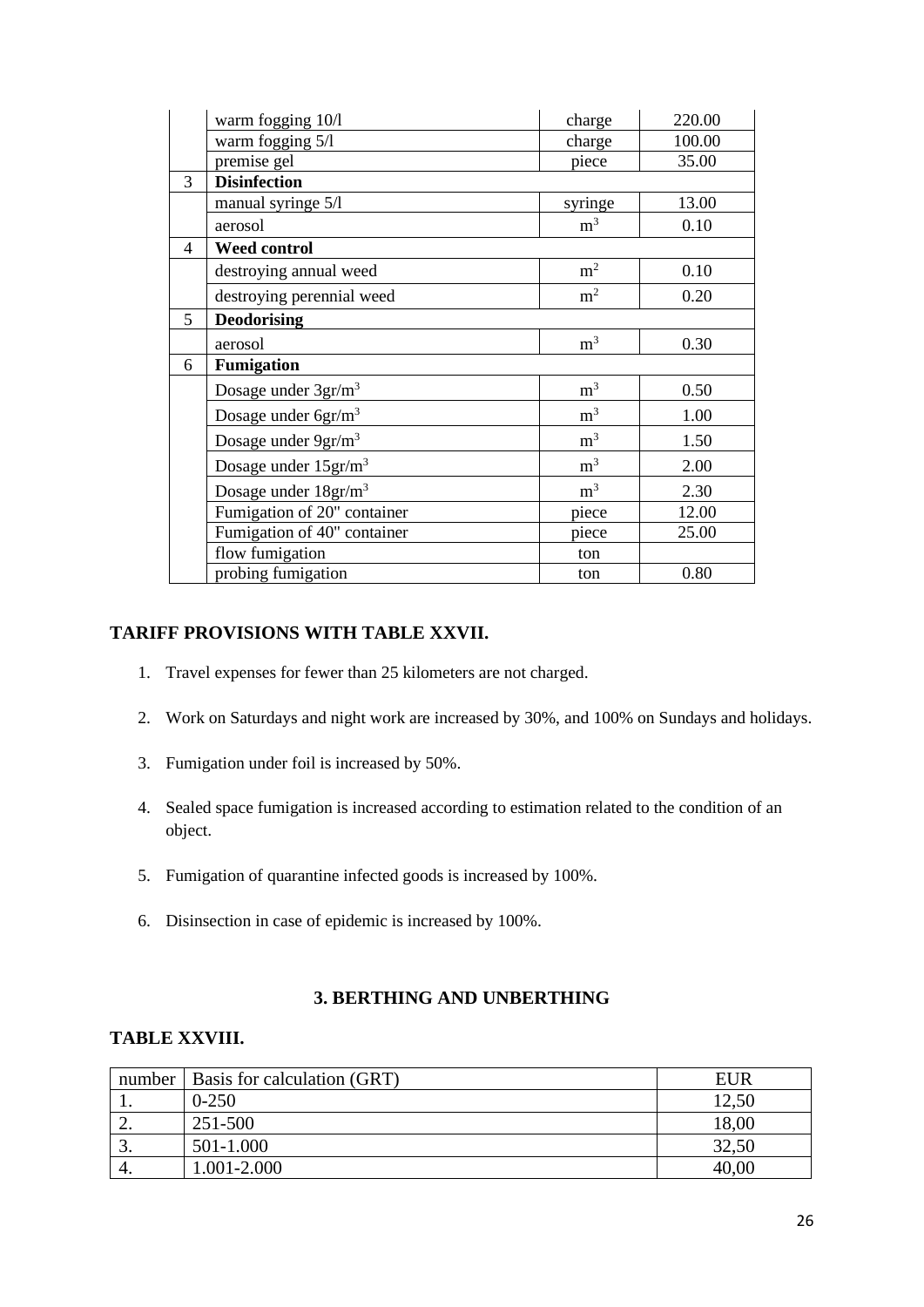| | | | |
|---|---|---|---|
| | warm fogging 10/l | charge | 220.00 |
| | warm fogging 5/l | charge | 100.00 |
| | premise gel | piece | 35.00 |
| 3 | **Disinfection** | | |
| | manual syringe 5/l | syringe | 13.00 |
| | aerosol | $m^3$ | 0.10 |
| 4 | **Weed control** | | |
| | destroying annual weed | $m^2$ | 0.10 |
| | destroying perennial weed | $m^2$ | 0.20 |
| 5 | **Deodorising** | | |
| | aerosol | $m^3$ | 0.30 |
| 6 | **Fumigation** | | |
| | Dosage under $3gr/m^3$ | $m^3$ | 0.50 |
| | Dosage under $6gr/m^3$ | $m^3$ | 1.00 |
| | Dosage under $9gr/m^3$ | $m^3$ | 1.50 |
| | Dosage under $15gr/m^3$ | $m^3$ | 2.00 |
| | Dosage under $18gr/m^3$ | $m^3$ | 2.30 |
| | Fumigation of 20" container | piece | 12.00 |
| | Fumigation of 40" container | piece | 25.00 |
| | flow fumigation | ton | |
| | probing fumigation | ton | 0.80 |

**TARIFF PROVISIONS WITH TABLE XXVII.**

1. Travel expenses for fewer than 25 kilometers are not charged.
2. Work on Saturdays and night work are increased by 30%, and 100% on Sundays and holidays.
3. Fumigation under foil is increased by 50%.
4. Sealed space fumigation is increased according to estimation related to the condition of an object.
5. Fumigation of quarantine infected goods is increased by 100%.
6. Disinsection in case of epidemic is increased by 100%.

## 3. BERTHING AND UNBERTHING

**TABLE XXVIII.**

| number | Basis for calculation (GRT) | EUR |
|---|---|---|
| 1. | 0-250 | 12,50 |
| 2. | 251-500 | 18,00 |
| 3. | 501-1.000 | 32,50 |
| 4. | 1.001-2.000 | 40,00 |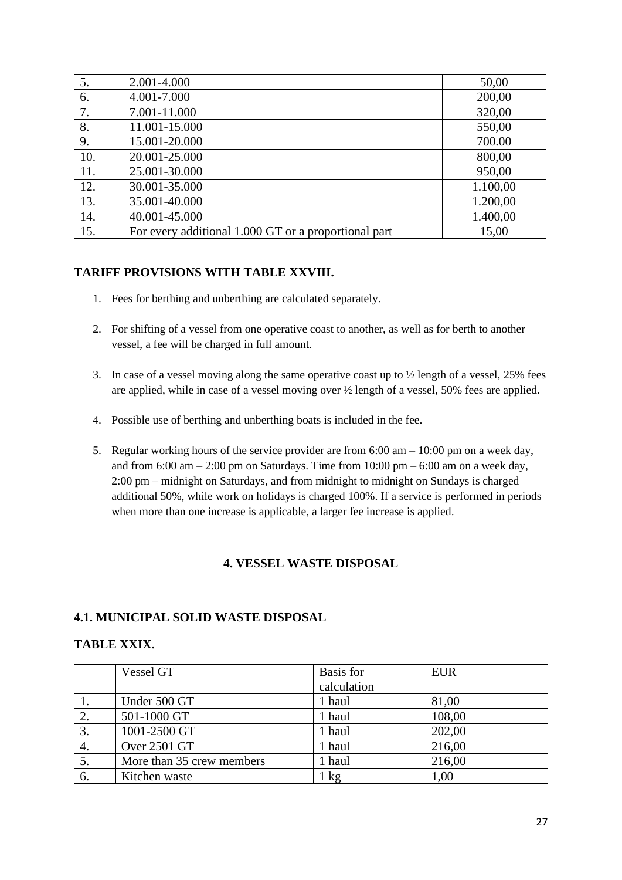| | | |
|---|---|---|
| 5. | 2.001-4.000 | 50,00 |
| 6. | 4.001-7.000 | 200,00 |
| 7. | 7.001-11.000 | 320,00 |
| 8. | 11.001-15.000 | 550,00 |
| 9. | 15.001-20.000 | 700.00 |
| 10. | 20.001-25.000 | 800,00 |
| 11. | 25.001-30.000 | 950,00 |
| 12. | 30.001-35.000 | 1.100,00 |
| 13. | 35.001-40.000 | 1.200,00 |
| 14. | 40.001-45.000 | 1.400,00 |
| 15. | For every additional 1.000 GT or a proportional part | 15,00 |

**TARIFF PROVISIONS WITH TABLE XXVIII.**

1. Fees for berthing and unberthing are calculated separately.

2. For shifting of a vessel from one operative coast to another, as well as for berth to another vessel, a fee will be charged in full amount.

3. In case of a vessel moving along the same operative coast up to ½ length of a vessel, 25% fees are applied, while in case of a vessel moving over ½ length of a vessel, 50% fees are applied.

4. Possible use of berthing and unberthing boats is included in the fee.

5. Regular working hours of the service provider are from 6:00 am – 10:00 pm on a week day, and from 6:00 am – 2:00 pm on Saturdays. Time from 10:00 pm – 6:00 am on a week day, 2:00 pm – midnight on Saturdays, and from midnight to midnight on Sundays is charged additional 50%, while work on holidays is charged 100%. If a service is performed in periods when more than one increase is applicable, a larger fee increase is applied.

## 4. VESSEL WASTE DISPOSAL

### 4.1. MUNICIPAL SOLID WASTE DISPOSAL

**TABLE XXIX.**

| | Vessel GT | Basis for calculation | EUR |
|---|---|---|---|
| 1. | Under 500 GT | 1 haul | 81,00 |
| 2. | 501-1000 GT | 1 haul | 108,00 |
| 3. | 1001-2500 GT | 1 haul | 202,00 |
| 4. | Over 2501 GT | 1 haul | 216,00 |
| 5. | More than 35 crew members | 1 haul | 216,00 |
| 6. | Kitchen waste | 1 kg | 1,00 |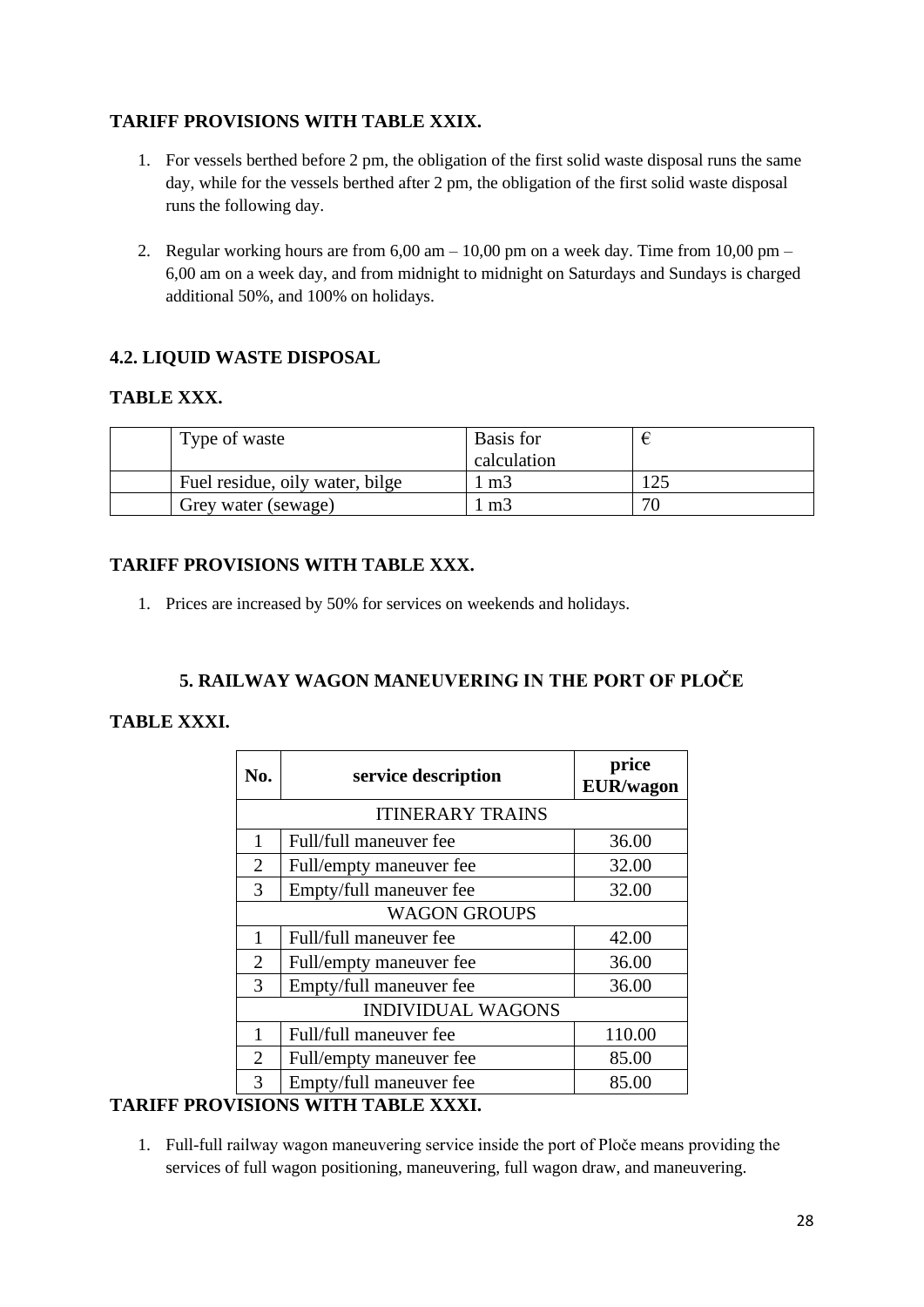### TARIFF PROVISIONS WITH TABLE XXIX.

1. For vessels berthed before 2 pm, the obligation of the first solid waste disposal runs the same day, while for the vessels berthed after 2 pm, the obligation of the first solid waste disposal runs the following day.

2. Regular working hours are from 6,00 am – 10,00 pm on a week day. Time from 10,00 pm – 6,00 am on a week day, and from midnight to midnight on Saturdays and Sundays is charged additional 50%, and 100% on holidays.

## 4.2. LIQUID WASTE DISPOSAL

### TABLE XXX.

| | Type of waste | Basis for calculation | € |
|---|---|---|---|
| | Fuel residue, oily water, bilge | 1 m3 | 125 |
| | Grey water (sewage) | 1 m3 | 70 |

### TARIFF PROVISIONS WITH TABLE XXX.

1. Prices are increased by 50% for services on weekends and holidays.

## 5. RAILWAY WAGON MANEUVERING IN THE PORT OF PLOČE

### TABLE XXXI.

| No. | service description | price EUR/wagon |
|---|---|---|
| ITINERARY TRAINS | | |
| 1 | Full/full maneuver fee | 36.00 |
| 2 | Full/empty maneuver fee | 32.00 |
| 3 | Empty/full maneuver fee | 32.00 |
| WAGON GROUPS | | |
| 1 | Full/full maneuver fee | 42.00 |
| 2 | Full/empty maneuver fee | 36.00 |
| 3 | Empty/full maneuver fee | 36.00 |
| INDIVIDUAL WAGONS | | |
| 1 | Full/full maneuver fee | 110.00 |
| 2 | Full/empty maneuver fee | 85.00 |
| 3 | Empty/full maneuver fee | 85.00 |

### TARIFF PROVISIONS WITH TABLE XXXI.

1. Full-full railway wagon maneuvering service inside the port of Ploče means providing the services of full wagon positioning, maneuvering, full wagon draw, and maneuvering.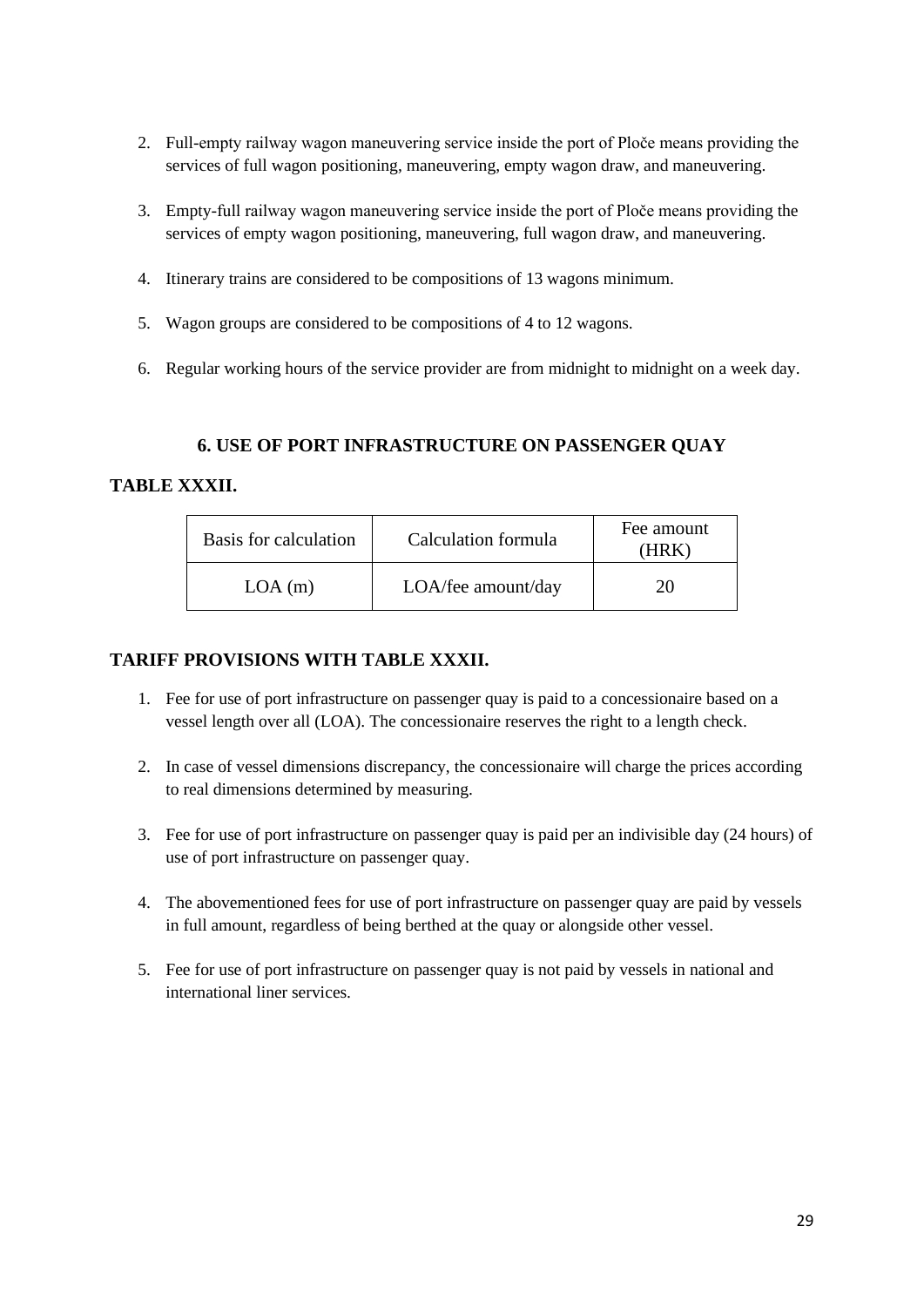2. Full-empty railway wagon maneuvering service inside the port of Ploče means providing the services of full wagon positioning, maneuvering, empty wagon draw, and maneuvering.

3. Empty-full railway wagon maneuvering service inside the port of Ploče means providing the services of empty wagon positioning, maneuvering, full wagon draw, and maneuvering.

4. Itinerary trains are considered to be compositions of 13 wagons minimum.

5. Wagon groups are considered to be compositions of 4 to 12 wagons.

6. Regular working hours of the service provider are from midnight to midnight on a week day.

## 6. USE OF PORT INFRASTRUCTURE ON PASSENGER QUAY

**TABLE XXXII.**

| Basis for calculation | Calculation formula | Fee amount (HRK) |
|---|---|---|
| LOA (m) | LOA/fee amount/day | 20 |

**TARIFF PROVISIONS WITH TABLE XXXII.**

1. Fee for use of port infrastructure on passenger quay is paid to a concessionaire based on a vessel length over all (LOA). The concessionaire reserves the right to a length check.

2. In case of vessel dimensions discrepancy, the concessionaire will charge the prices according to real dimensions determined by measuring.

3. Fee for use of port infrastructure on passenger quay is paid per an indivisible day (24 hours) of use of port infrastructure on passenger quay.

4. The abovementioned fees for use of port infrastructure on passenger quay are paid by vessels in full amount, regardless of being berthed at the quay or alongside other vessel.

5. Fee for use of port infrastructure on passenger quay is not paid by vessels in national and international liner services.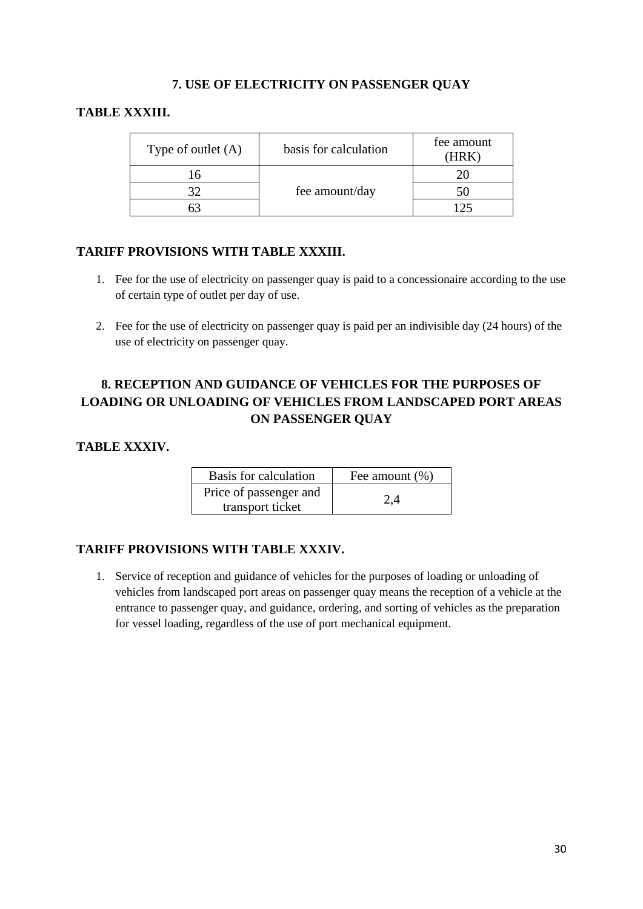## 7. USE OF ELECTRICITY ON PASSENGER QUAY

**TABLE XXXIII.**

| Type of outlet (A) | basis for calculation | fee amount (HRK) |
|---|---|---|
| 16 | fee amount/day | 20 |
| 32 | | 50 |
| 63 | | 125 |

**TARIFF PROVISIONS WITH TABLE XXXIII.**

1. Fee for the use of electricity on passenger quay is paid to a concessionaire according to the use of certain type of outlet per day of use.

2. Fee for the use of electricity on passenger quay is paid per an indivisible day (24 hours) of the use of electricity on passenger quay.

## 8. RECEPTION AND GUIDANCE OF VEHICLES FOR THE PURPOSES OF LOADING OR UNLOADING OF VEHICLES FROM LANDSCAPED PORT AREAS ON PASSENGER QUAY

**TABLE XXXIV.**

| Basis for calculation | Fee amount (%) |
|---|---|
| Price of passenger and transport ticket | 2,4 |

**TARIFF PROVISIONS WITH TABLE XXXIV.**

1. Service of reception and guidance of vehicles for the purposes of loading or unloading of vehicles from landscaped port areas on passenger quay means the reception of a vehicle at the entrance to passenger quay, and guidance, ordering, and sorting of vehicles as the preparation for vessel loading, regardless of the use of port mechanical equipment.